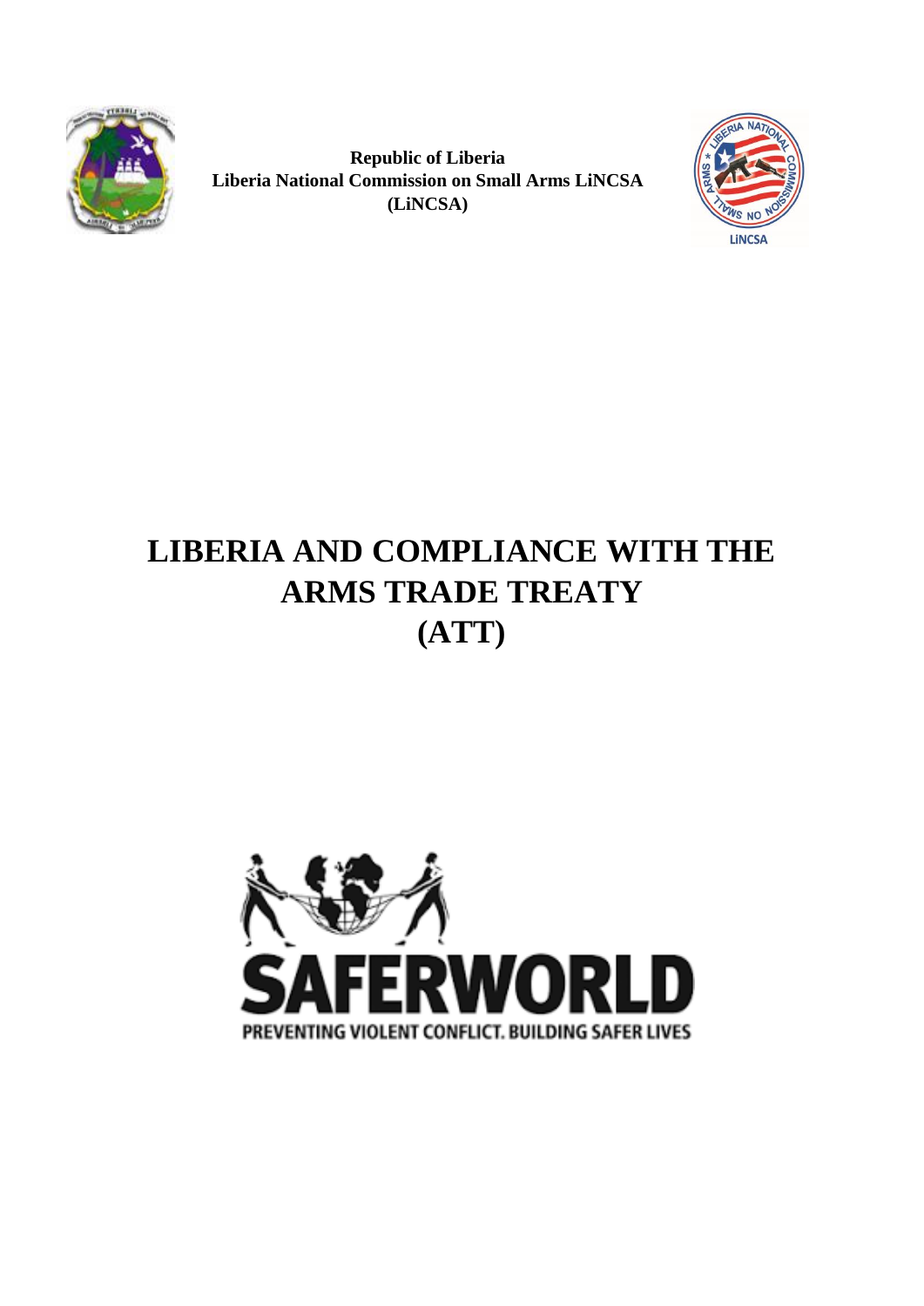**Republic of Liberia**
**Liberia National Commission on Small Arms LiNCSA**
**(LiNCSA)**

# LIBERIA AND COMPLIANCE WITH THE ARMS TRADE TREATY (ATT)

SAFERWORLD

PREVENTING VIOLENT CONFLICT. BUILDING SAFER LIVES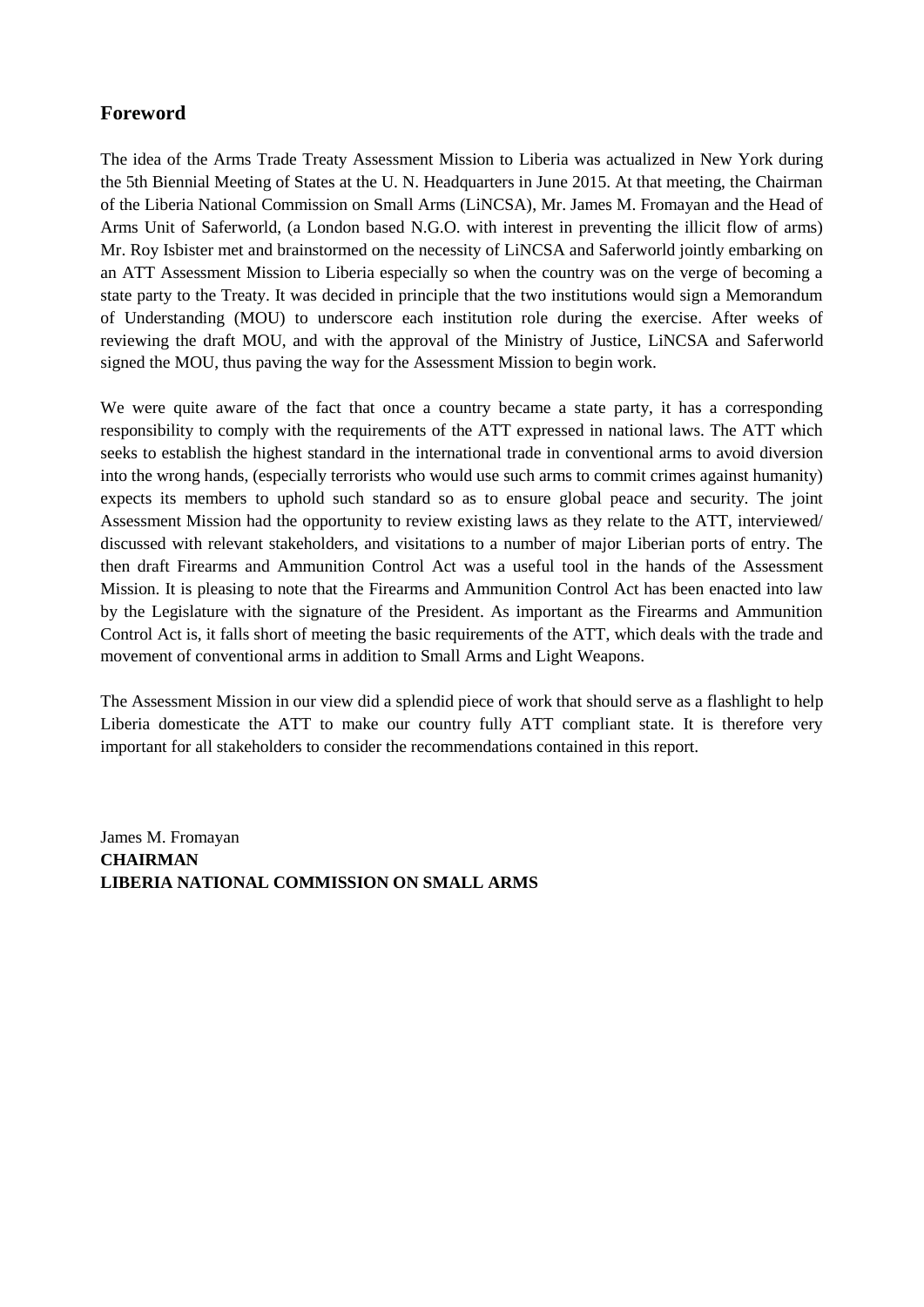## Foreword

The idea of the Arms Trade Treaty Assessment Mission to Liberia was actualized in New York during the 5th Biennial Meeting of States at the U. N. Headquarters in June 2015. At that meeting, the Chairman of the Liberia National Commission on Small Arms (LiNCSA), Mr. James M. Fromayan and the Head of Arms Unit of Saferworld, (a London based N.G.O. with interest in preventing the illicit flow of arms) Mr. Roy Isbister met and brainstormed on the necessity of LiNCSA and Saferworld jointly embarking on an ATT Assessment Mission to Liberia especially so when the country was on the verge of becoming a state party to the Treaty. It was decided in principle that the two institutions would sign a Memorandum of Understanding (MOU) to underscore each institution role during the exercise. After weeks of reviewing the draft MOU, and with the approval of the Ministry of Justice, LiNCSA and Saferworld signed the MOU, thus paving the way for the Assessment Mission to begin work.

We were quite aware of the fact that once a country became a state party, it has a corresponding responsibility to comply with the requirements of the ATT expressed in national laws. The ATT which seeks to establish the highest standard in the international trade in conventional arms to avoid diversion into the wrong hands, (especially terrorists who would use such arms to commit crimes against humanity) expects its members to uphold such standard so as to ensure global peace and security. The joint Assessment Mission had the opportunity to review existing laws as they relate to the ATT, interviewed/ discussed with relevant stakeholders, and visitations to a number of major Liberian ports of entry. The then draft Firearms and Ammunition Control Act was a useful tool in the hands of the Assessment Mission. It is pleasing to note that the Firearms and Ammunition Control Act has been enacted into law by the Legislature with the signature of the President. As important as the Firearms and Ammunition Control Act is, it falls short of meeting the basic requirements of the ATT, which deals with the trade and movement of conventional arms in addition to Small Arms and Light Weapons.

The Assessment Mission in our view did a splendid piece of work that should serve as a flashlight to help Liberia domesticate the ATT to make our country fully ATT compliant state. It is therefore very important for all stakeholders to consider the recommendations contained in this report.

James M. Fromayan
**CHAIRMAN**
**LIBERIA NATIONAL COMMISSION ON SMALL ARMS**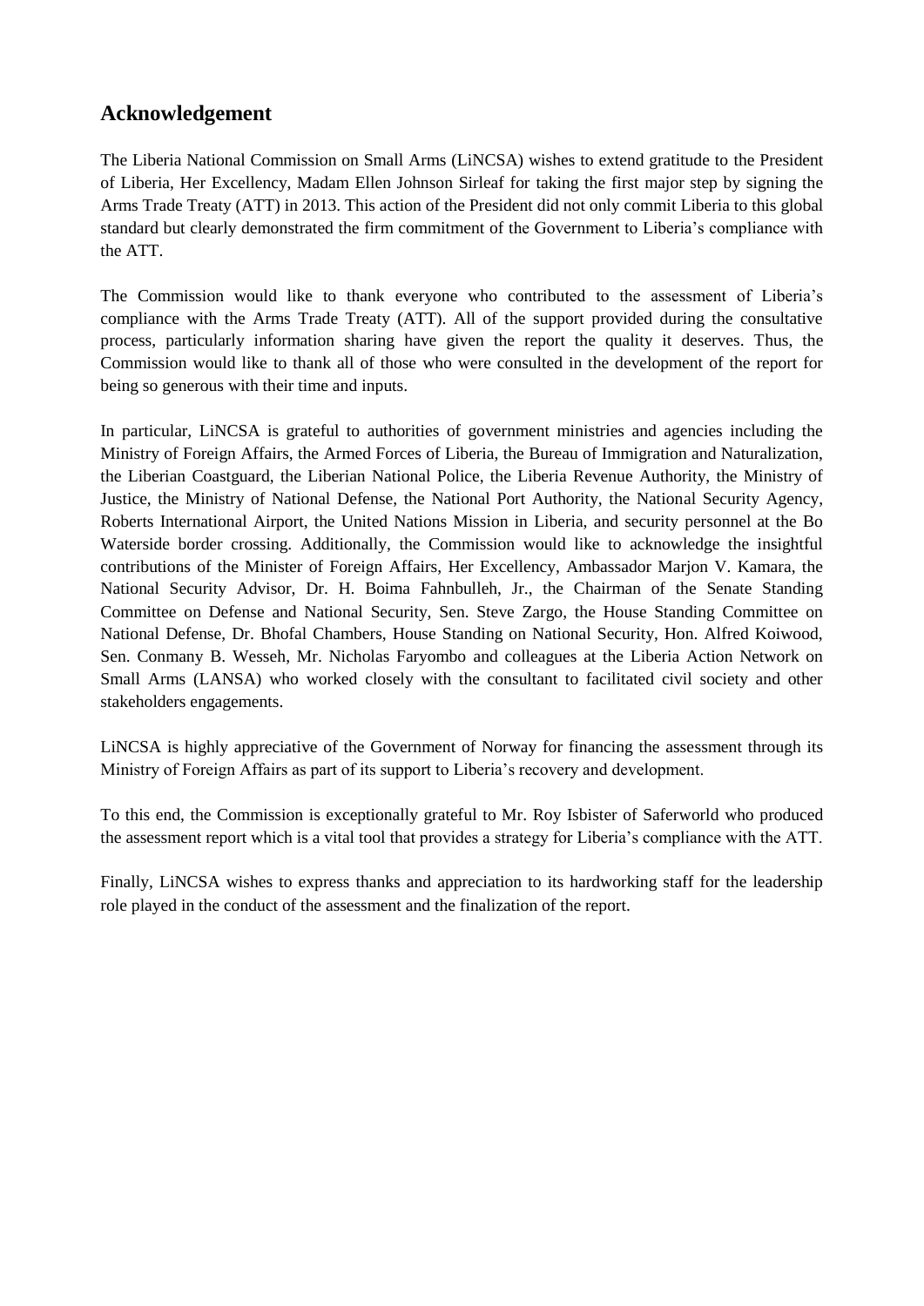## Acknowledgement

The Liberia National Commission on Small Arms (LiNCSA) wishes to extend gratitude to the President of Liberia, Her Excellency, Madam Ellen Johnson Sirleaf for taking the first major step by signing the Arms Trade Treaty (ATT) in 2013. This action of the President did not only commit Liberia to this global standard but clearly demonstrated the firm commitment of the Government to Liberia's compliance with the ATT.

The Commission would like to thank everyone who contributed to the assessment of Liberia's compliance with the Arms Trade Treaty (ATT). All of the support provided during the consultative process, particularly information sharing have given the report the quality it deserves. Thus, the Commission would like to thank all of those who were consulted in the development of the report for being so generous with their time and inputs.

In particular, LiNCSA is grateful to authorities of government ministries and agencies including the Ministry of Foreign Affairs, the Armed Forces of Liberia, the Bureau of Immigration and Naturalization, the Liberian Coastguard, the Liberian National Police, the Liberia Revenue Authority, the Ministry of Justice, the Ministry of National Defense, the National Port Authority, the National Security Agency, Roberts International Airport, the United Nations Mission in Liberia, and security personnel at the Bo Waterside border crossing. Additionally, the Commission would like to acknowledge the insightful contributions of the Minister of Foreign Affairs, Her Excellency, Ambassador Marjon V. Kamara, the National Security Advisor, Dr. H. Boima Fahnbulleh, Jr., the Chairman of the Senate Standing Committee on Defense and National Security, Sen. Steve Zargo, the House Standing Committee on National Defense, Dr. Bhofal Chambers, House Standing on National Security, Hon. Alfred Koiwood, Sen. Conmany B. Wesseh, Mr. Nicholas Faryombo and colleagues at the Liberia Action Network on Small Arms (LANSA) who worked closely with the consultant to facilitated civil society and other stakeholders engagements.

LiNCSA is highly appreciative of the Government of Norway for financing the assessment through its Ministry of Foreign Affairs as part of its support to Liberia's recovery and development.

To this end, the Commission is exceptionally grateful to Mr. Roy Isbister of Saferworld who produced the assessment report which is a vital tool that provides a strategy for Liberia's compliance with the ATT.

Finally, LiNCSA wishes to express thanks and appreciation to its hardworking staff for the leadership role played in the conduct of the assessment and the finalization of the report.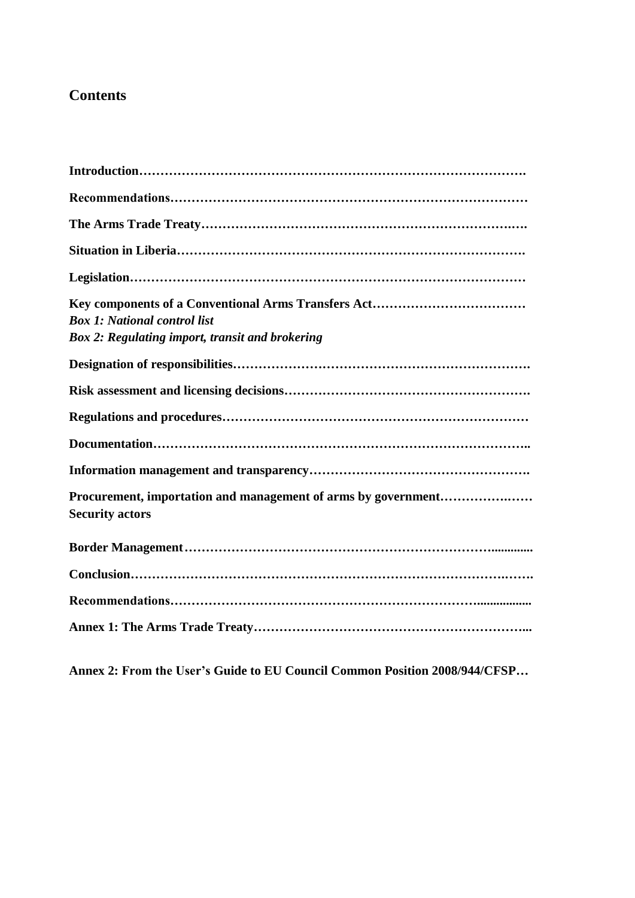## Contents

**Introduction……………………………………………………………………………….**

**Recommendations…………………………………………………………………………**

**The Arms Trade Treaty…………………………………………………………….….**

**Situation in Liberia……………………………………………………………………….**

**Legislation…………………………………………………………………………………**

**Key components of a Conventional Arms Transfers Act………………………………**
***Box 1: National control list***
***Box 2: Regulating import, transit and brokering***

**Designation of responsibilities…………………………………………………………….**

**Risk assessment and licensing decisions……………………………………………….**

**Regulations and procedures………………………………………………………………**

**Documentation……………………………………………………………………………..**

**Information management and transparency…………………………………………….**

**Procurement, importation and management of arms by government……………….…**
**Security actors**

**Border Management…………………………………………………………….............**

**Conclusion………………………………………………………………………….…….**

**Recommendations…………………………………………………………….................**

**Annex 1: The Arms Trade Treaty………………………………………………………...**

**Annex 2: From the User's Guide to EU Council Common Position 2008/944/CFSP…**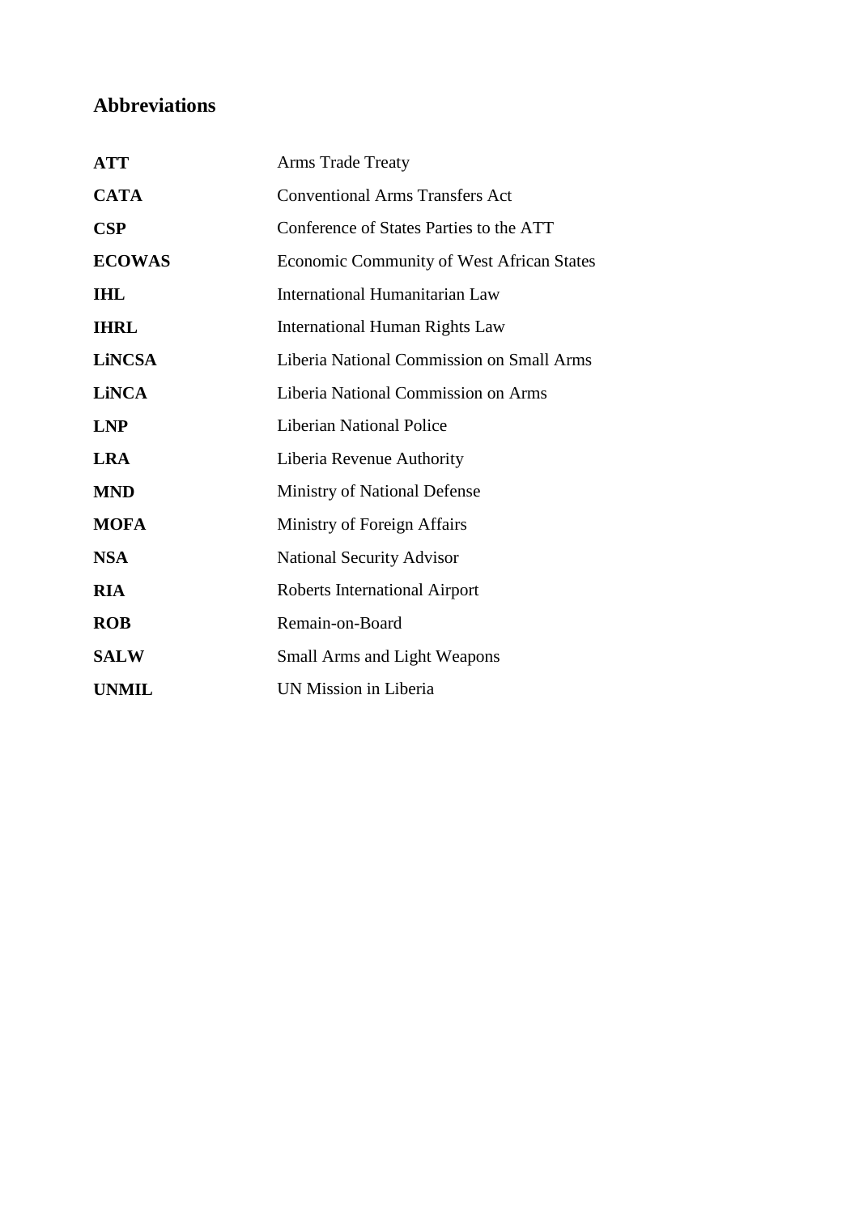## Abbreviations

| | |
|---|---|
| **ATT** | Arms Trade Treaty |
| **CATA** | Conventional Arms Transfers Act |
| **CSP** | Conference of States Parties to the ATT |
| **ECOWAS** | Economic Community of West African States |
| **IHL** | International Humanitarian Law |
| **IHRL** | International Human Rights Law |
| **LiNCSA** | Liberia National Commission on Small Arms |
| **LiNCA** | Liberia National Commission on Arms |
| **LNP** | Liberian National Police |
| **LRA** | Liberia Revenue Authority |
| **MND** | Ministry of National Defense |
| **MOFA** | Ministry of Foreign Affairs |
| **NSA** | National Security Advisor |
| **RIA** | Roberts International Airport |
| **ROB** | Remain-on-Board |
| **SALW** | Small Arms and Light Weapons |
| **UNMIL** | UN Mission in Liberia |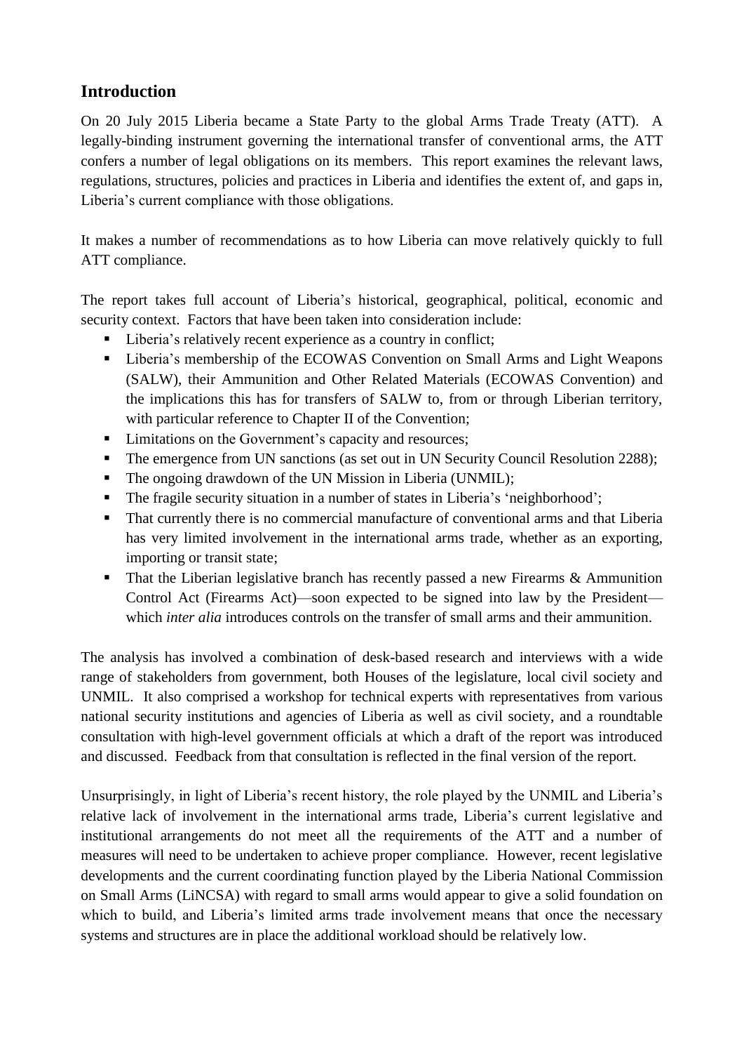## Introduction

On 20 July 2015 Liberia became a State Party to the global Arms Trade Treaty (ATT). A legally-binding instrument governing the international transfer of conventional arms, the ATT confers a number of legal obligations on its members. This report examines the relevant laws, regulations, structures, policies and practices in Liberia and identifies the extent of, and gaps in, Liberia's current compliance with those obligations.

It makes a number of recommendations as to how Liberia can move relatively quickly to full ATT compliance.

The report takes full account of Liberia's historical, geographical, political, economic and security context. Factors that have been taken into consideration include:

- Liberia's relatively recent experience as a country in conflict;
- Liberia's membership of the ECOWAS Convention on Small Arms and Light Weapons (SALW), their Ammunition and Other Related Materials (ECOWAS Convention) and the implications this has for transfers of SALW to, from or through Liberian territory, with particular reference to Chapter II of the Convention;
- Limitations on the Government's capacity and resources;
- The emergence from UN sanctions (as set out in UN Security Council Resolution 2288);
- The ongoing drawdown of the UN Mission in Liberia (UNMIL);
- The fragile security situation in a number of states in Liberia's 'neighborhood';
- That currently there is no commercial manufacture of conventional arms and that Liberia has very limited involvement in the international arms trade, whether as an exporting, importing or transit state;
- That the Liberian legislative branch has recently passed a new Firearms & Ammunition Control Act (Firearms Act)—soon expected to be signed into law by the President—which *inter alia* introduces controls on the transfer of small arms and their ammunition.

The analysis has involved a combination of desk-based research and interviews with a wide range of stakeholders from government, both Houses of the legislature, local civil society and UNMIL. It also comprised a workshop for technical experts with representatives from various national security institutions and agencies of Liberia as well as civil society, and a roundtable consultation with high-level government officials at which a draft of the report was introduced and discussed. Feedback from that consultation is reflected in the final version of the report.

Unsurprisingly, in light of Liberia's recent history, the role played by the UNMIL and Liberia's relative lack of involvement in the international arms trade, Liberia's current legislative and institutional arrangements do not meet all the requirements of the ATT and a number of measures will need to be undertaken to achieve proper compliance. However, recent legislative developments and the current coordinating function played by the Liberia National Commission on Small Arms (LiNCSA) with regard to small arms would appear to give a solid foundation on which to build, and Liberia's limited arms trade involvement means that once the necessary systems and structures are in place the additional workload should be relatively low.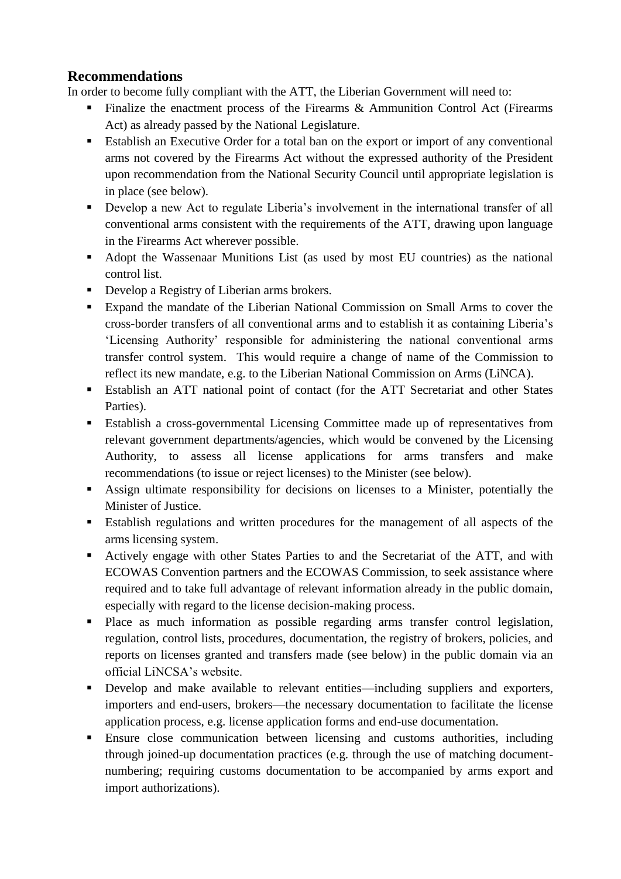## Recommendations

In order to become fully compliant with the ATT, the Liberian Government will need to:

- Finalize the enactment process of the Firearms & Ammunition Control Act (Firearms Act) as already passed by the National Legislature.
- Establish an Executive Order for a total ban on the export or import of any conventional arms not covered by the Firearms Act without the expressed authority of the President upon recommendation from the National Security Council until appropriate legislation is in place (see below).
- Develop a new Act to regulate Liberia's involvement in the international transfer of all conventional arms consistent with the requirements of the ATT, drawing upon language in the Firearms Act wherever possible.
- Adopt the Wassenaar Munitions List (as used by most EU countries) as the national control list.
- Develop a Registry of Liberian arms brokers.
- Expand the mandate of the Liberian National Commission on Small Arms to cover the cross-border transfers of all conventional arms and to establish it as containing Liberia's 'Licensing Authority' responsible for administering the national conventional arms transfer control system. This would require a change of name of the Commission to reflect its new mandate, e.g. to the Liberian National Commission on Arms (LiNCA).
- Establish an ATT national point of contact (for the ATT Secretariat and other States Parties).
- Establish a cross-governmental Licensing Committee made up of representatives from relevant government departments/agencies, which would be convened by the Licensing Authority, to assess all license applications for arms transfers and make recommendations (to issue or reject licenses) to the Minister (see below).
- Assign ultimate responsibility for decisions on licenses to a Minister, potentially the Minister of Justice.
- Establish regulations and written procedures for the management of all aspects of the arms licensing system.
- Actively engage with other States Parties to and the Secretariat of the ATT, and with ECOWAS Convention partners and the ECOWAS Commission, to seek assistance where required and to take full advantage of relevant information already in the public domain, especially with regard to the license decision-making process.
- Place as much information as possible regarding arms transfer control legislation, regulation, control lists, procedures, documentation, the registry of brokers, policies, and reports on licenses granted and transfers made (see below) in the public domain via an official LiNCSA's website.
- Develop and make available to relevant entities—including suppliers and exporters, importers and end-users, brokers—the necessary documentation to facilitate the license application process, e.g. license application forms and end-use documentation.
- Ensure close communication between licensing and customs authorities, including through joined-up documentation practices (e.g. through the use of matching document-numbering; requiring customs documentation to be accompanied by arms export and import authorizations).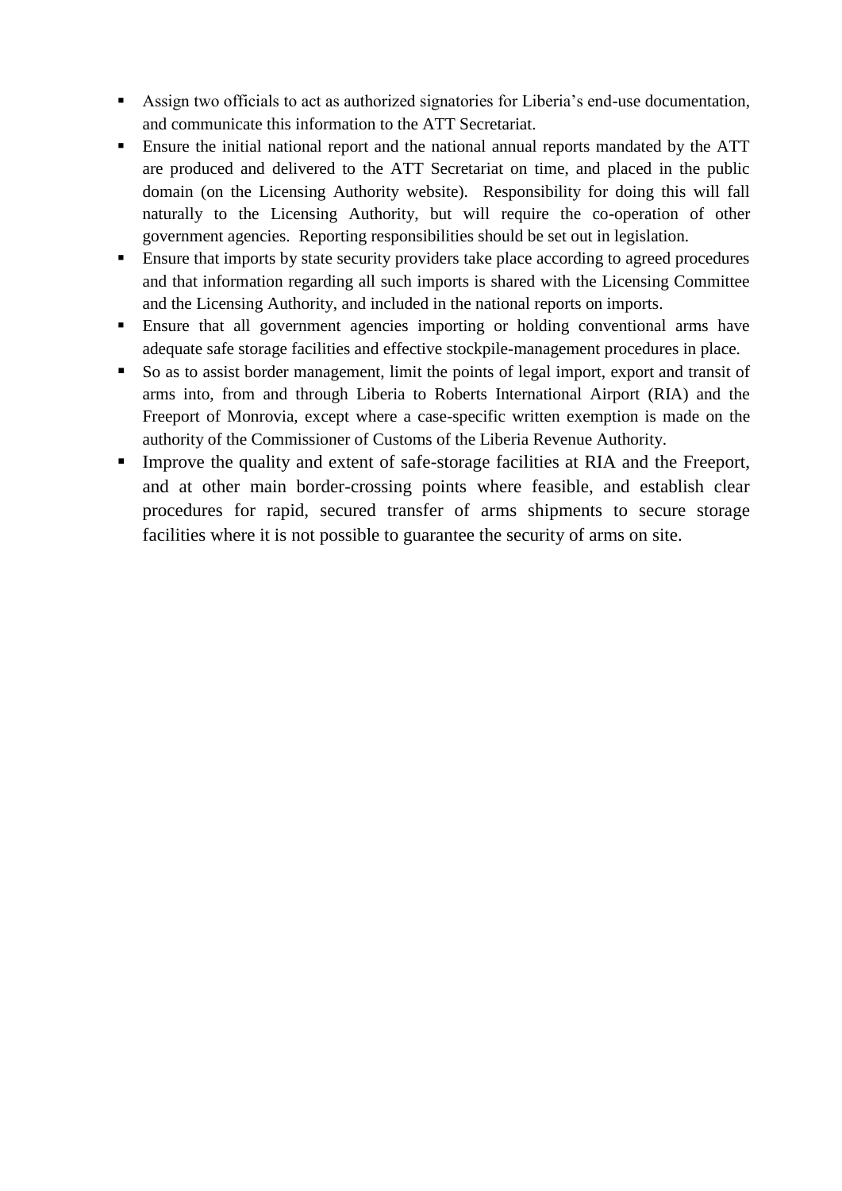- Assign two officials to act as authorized signatories for Liberia's end-use documentation, and communicate this information to the ATT Secretariat.
- Ensure the initial national report and the national annual reports mandated by the ATT are produced and delivered to the ATT Secretariat on time, and placed in the public domain (on the Licensing Authority website). Responsibility for doing this will fall naturally to the Licensing Authority, but will require the co-operation of other government agencies. Reporting responsibilities should be set out in legislation.
- Ensure that imports by state security providers take place according to agreed procedures and that information regarding all such imports is shared with the Licensing Committee and the Licensing Authority, and included in the national reports on imports.
- Ensure that all government agencies importing or holding conventional arms have adequate safe storage facilities and effective stockpile-management procedures in place.
- So as to assist border management, limit the points of legal import, export and transit of arms into, from and through Liberia to Roberts International Airport (RIA) and the Freeport of Monrovia, except where a case-specific written exemption is made on the authority of the Commissioner of Customs of the Liberia Revenue Authority.
- Improve the quality and extent of safe-storage facilities at RIA and the Freeport, and at other main border-crossing points where feasible, and establish clear procedures for rapid, secured transfer of arms shipments to secure storage facilities where it is not possible to guarantee the security of arms on site.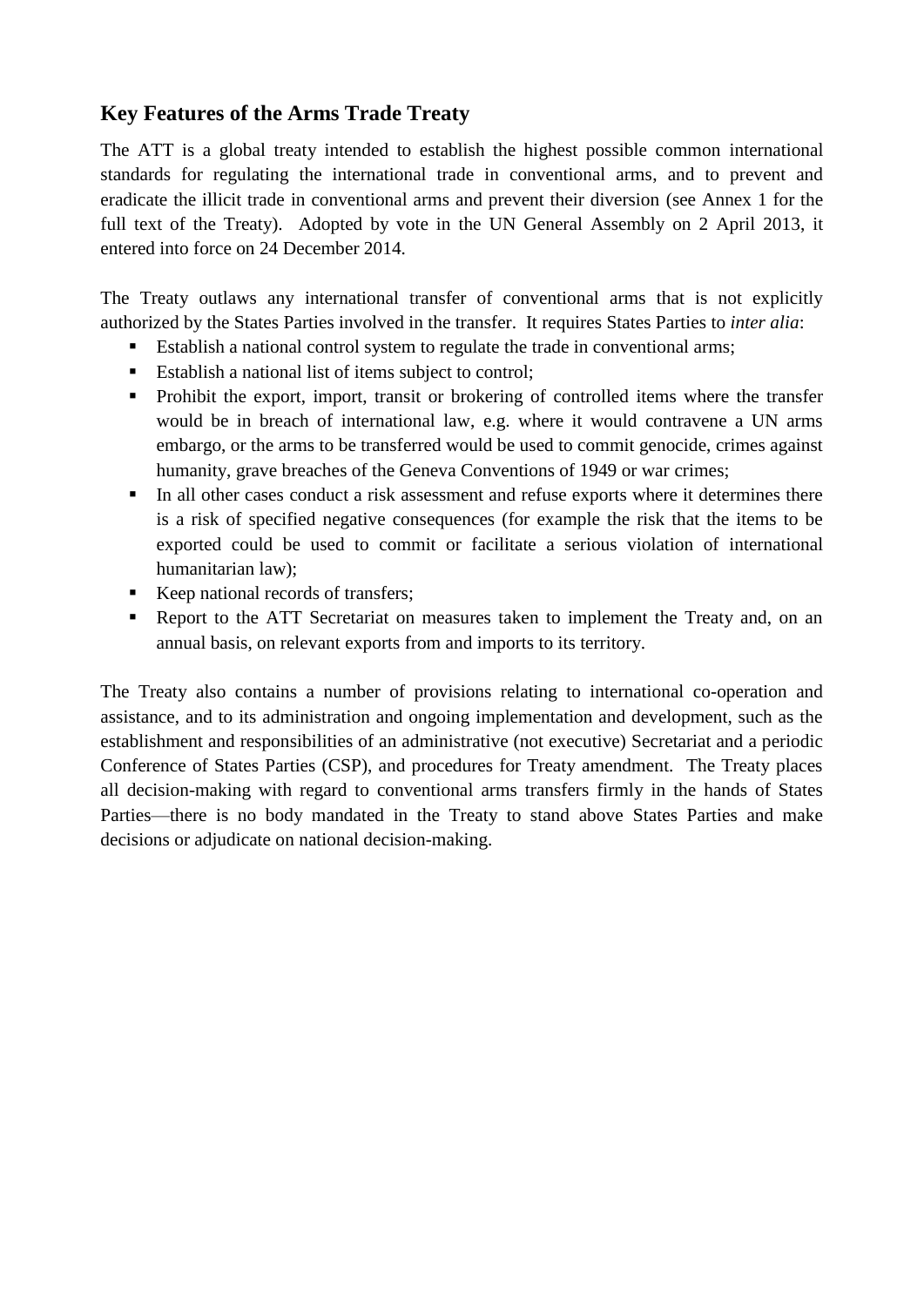## Key Features of the Arms Trade Treaty

The ATT is a global treaty intended to establish the highest possible common international standards for regulating the international trade in conventional arms, and to prevent and eradicate the illicit trade in conventional arms and prevent their diversion (see Annex 1 for the full text of the Treaty). Adopted by vote in the UN General Assembly on 2 April 2013, it entered into force on 24 December 2014.

The Treaty outlaws any international transfer of conventional arms that is not explicitly authorized by the States Parties involved in the transfer. It requires States Parties to *inter alia*:

- Establish a national control system to regulate the trade in conventional arms;
- Establish a national list of items subject to control;
- Prohibit the export, import, transit or brokering of controlled items where the transfer would be in breach of international law, e.g. where it would contravene a UN arms embargo, or the arms to be transferred would be used to commit genocide, crimes against humanity, grave breaches of the Geneva Conventions of 1949 or war crimes;
- In all other cases conduct a risk assessment and refuse exports where it determines there is a risk of specified negative consequences (for example the risk that the items to be exported could be used to commit or facilitate a serious violation of international humanitarian law);
- Keep national records of transfers;
- Report to the ATT Secretariat on measures taken to implement the Treaty and, on an annual basis, on relevant exports from and imports to its territory.

The Treaty also contains a number of provisions relating to international co-operation and assistance, and to its administration and ongoing implementation and development, such as the establishment and responsibilities of an administrative (not executive) Secretariat and a periodic Conference of States Parties (CSP), and procedures for Treaty amendment. The Treaty places all decision-making with regard to conventional arms transfers firmly in the hands of States Parties—there is no body mandated in the Treaty to stand above States Parties and make decisions or adjudicate on national decision-making.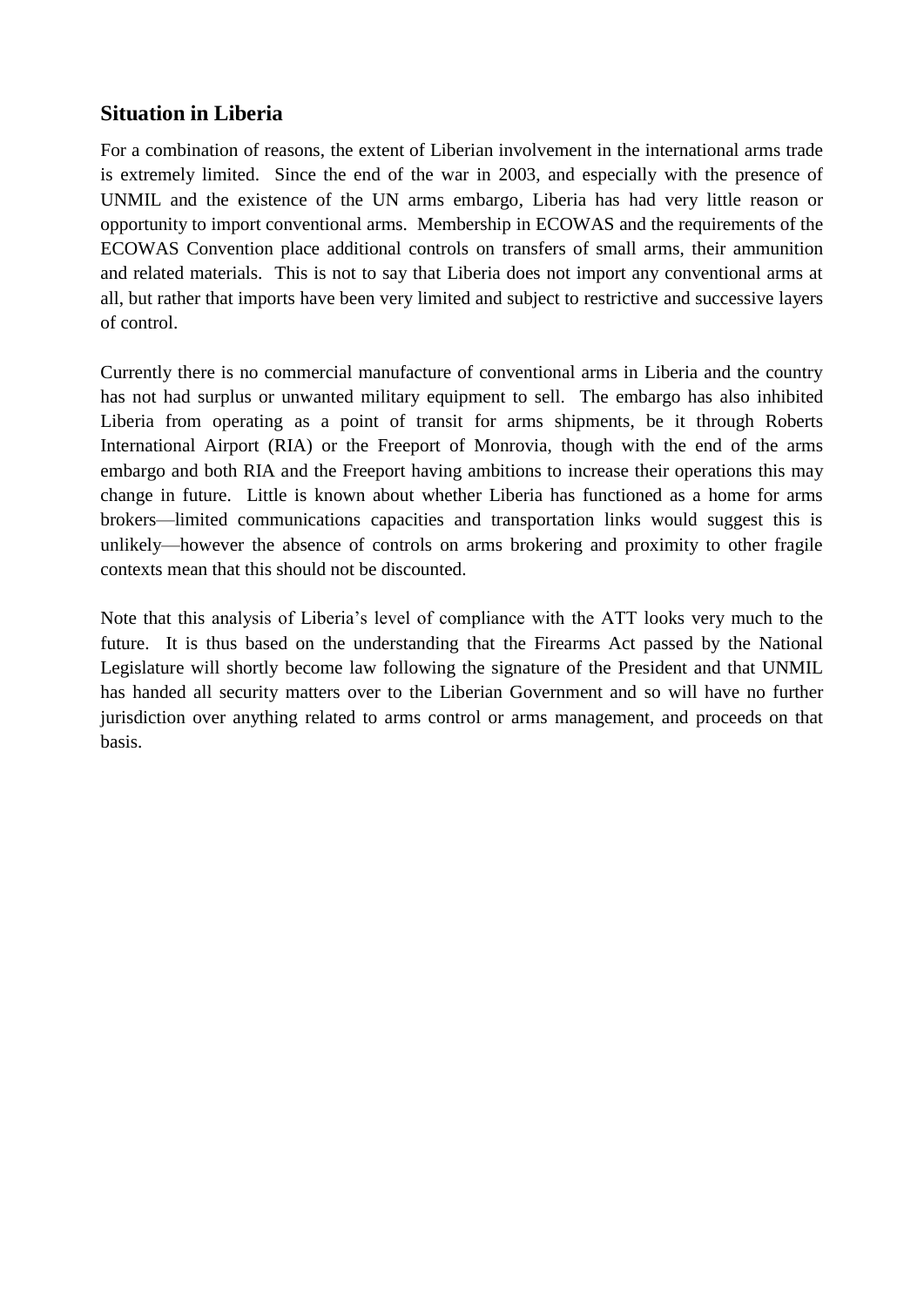## Situation in Liberia

For a combination of reasons, the extent of Liberian involvement in the international arms trade is extremely limited. Since the end of the war in 2003, and especially with the presence of UNMIL and the existence of the UN arms embargo, Liberia has had very little reason or opportunity to import conventional arms. Membership in ECOWAS and the requirements of the ECOWAS Convention place additional controls on transfers of small arms, their ammunition and related materials. This is not to say that Liberia does not import any conventional arms at all, but rather that imports have been very limited and subject to restrictive and successive layers of control.

Currently there is no commercial manufacture of conventional arms in Liberia and the country has not had surplus or unwanted military equipment to sell. The embargo has also inhibited Liberia from operating as a point of transit for arms shipments, be it through Roberts International Airport (RIA) or the Freeport of Monrovia, though with the end of the arms embargo and both RIA and the Freeport having ambitions to increase their operations this may change in future. Little is known about whether Liberia has functioned as a home for arms brokers—limited communications capacities and transportation links would suggest this is unlikely—however the absence of controls on arms brokering and proximity to other fragile contexts mean that this should not be discounted.

Note that this analysis of Liberia's level of compliance with the ATT looks very much to the future. It is thus based on the understanding that the Firearms Act passed by the National Legislature will shortly become law following the signature of the President and that UNMIL has handed all security matters over to the Liberian Government and so will have no further jurisdiction over anything related to arms control or arms management, and proceeds on that basis.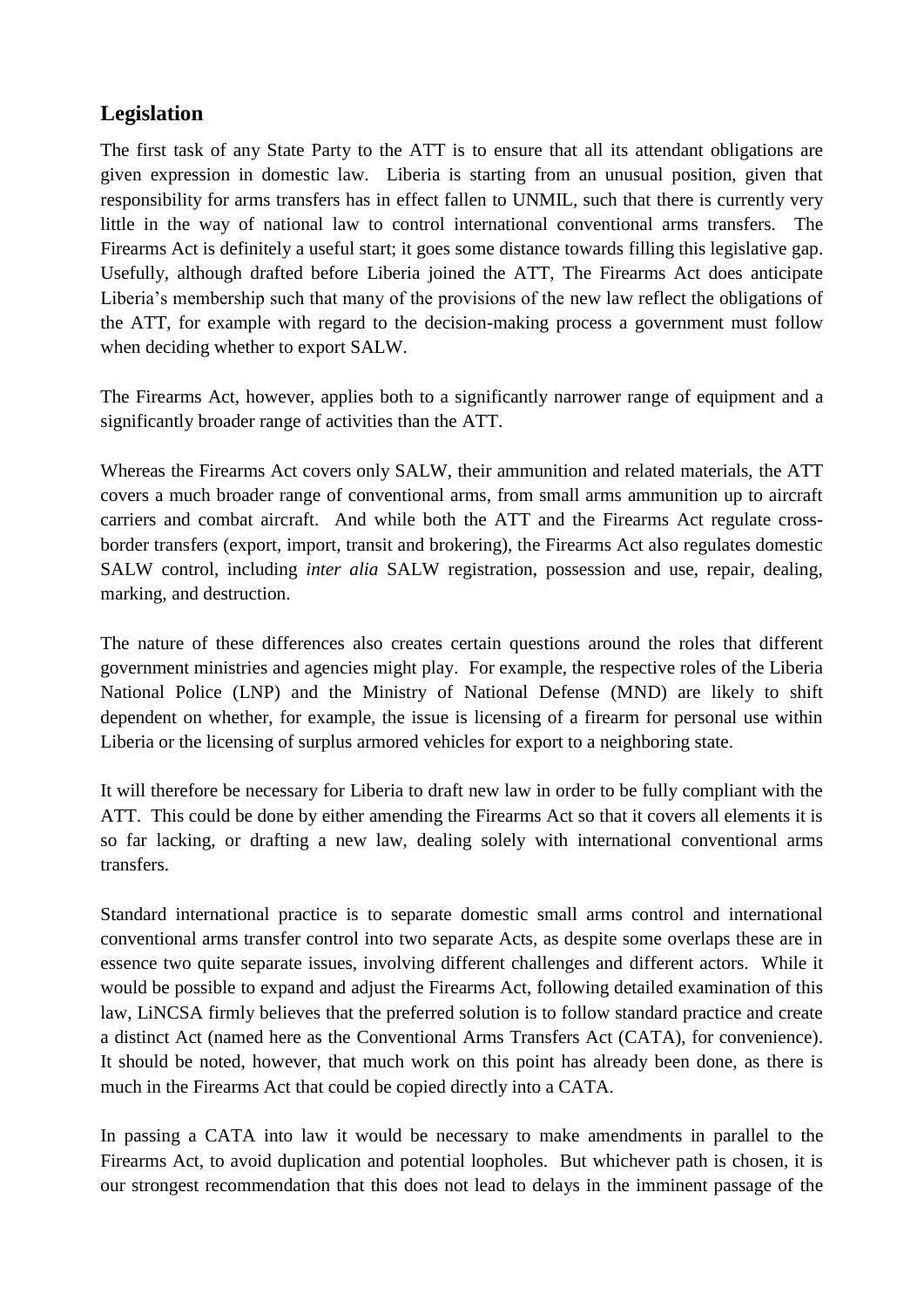## Legislation

The first task of any State Party to the ATT is to ensure that all its attendant obligations are given expression in domestic law. Liberia is starting from an unusual position, given that responsibility for arms transfers has in effect fallen to UNMIL, such that there is currently very little in the way of national law to control international conventional arms transfers. The Firearms Act is definitely a useful start; it goes some distance towards filling this legislative gap. Usefully, although drafted before Liberia joined the ATT, The Firearms Act does anticipate Liberia's membership such that many of the provisions of the new law reflect the obligations of the ATT, for example with regard to the decision-making process a government must follow when deciding whether to export SALW.

The Firearms Act, however, applies both to a significantly narrower range of equipment and a significantly broader range of activities than the ATT.

Whereas the Firearms Act covers only SALW, their ammunition and related materials, the ATT covers a much broader range of conventional arms, from small arms ammunition up to aircraft carriers and combat aircraft. And while both the ATT and the Firearms Act regulate cross-border transfers (export, import, transit and brokering), the Firearms Act also regulates domestic SALW control, including *inter alia* SALW registration, possession and use, repair, dealing, marking, and destruction.

The nature of these differences also creates certain questions around the roles that different government ministries and agencies might play. For example, the respective roles of the Liberia National Police (LNP) and the Ministry of National Defense (MND) are likely to shift dependent on whether, for example, the issue is licensing of a firearm for personal use within Liberia or the licensing of surplus armored vehicles for export to a neighboring state.

It will therefore be necessary for Liberia to draft new law in order to be fully compliant with the ATT. This could be done by either amending the Firearms Act so that it covers all elements it is so far lacking, or drafting a new law, dealing solely with international conventional arms transfers.

Standard international practice is to separate domestic small arms control and international conventional arms transfer control into two separate Acts, as despite some overlaps these are in essence two quite separate issues, involving different challenges and different actors. While it would be possible to expand and adjust the Firearms Act, following detailed examination of this law, LiNCSA firmly believes that the preferred solution is to follow standard practice and create a distinct Act (named here as the Conventional Arms Transfers Act (CATA), for convenience). It should be noted, however, that much work on this point has already been done, as there is much in the Firearms Act that could be copied directly into a CATA.

In passing a CATA into law it would be necessary to make amendments in parallel to the Firearms Act, to avoid duplication and potential loopholes. But whichever path is chosen, it is our strongest recommendation that this does not lead to delays in the imminent passage of the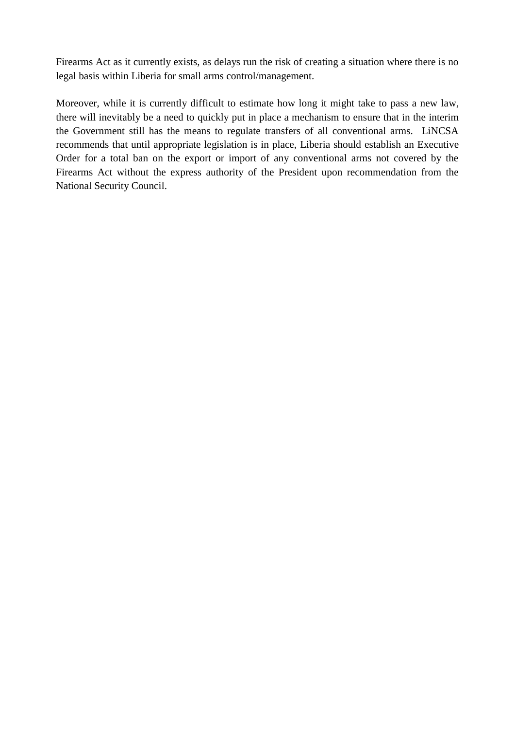Firearms Act as it currently exists, as delays run the risk of creating a situation where there is no legal basis within Liberia for small arms control/management.

Moreover, while it is currently difficult to estimate how long it might take to pass a new law, there will inevitably be a need to quickly put in place a mechanism to ensure that in the interim the Government still has the means to regulate transfers of all conventional arms. LiNCSA recommends that until appropriate legislation is in place, Liberia should establish an Executive Order for a total ban on the export or import of any conventional arms not covered by the Firearms Act without the express authority of the President upon recommendation from the National Security Council.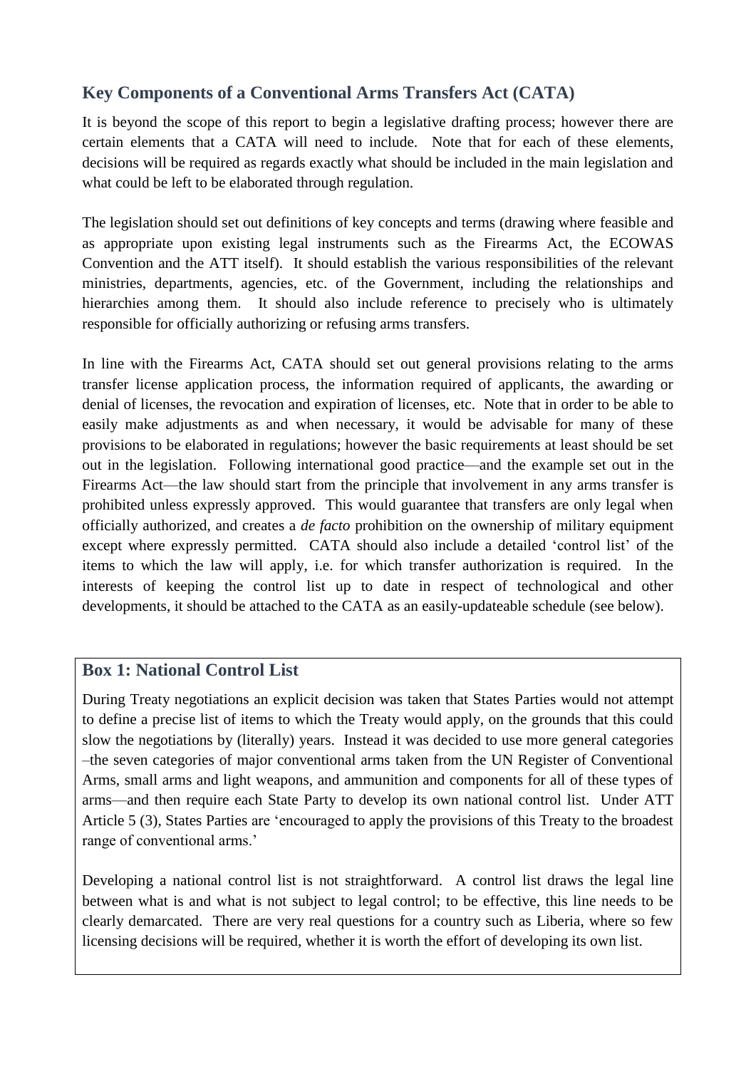## Key Components of a Conventional Arms Transfers Act (CATA)

It is beyond the scope of this report to begin a legislative drafting process; however there are certain elements that a CATA will need to include. Note that for each of these elements, decisions will be required as regards exactly what should be included in the main legislation and what could be left to be elaborated through regulation.

The legislation should set out definitions of key concepts and terms (drawing where feasible and as appropriate upon existing legal instruments such as the Firearms Act, the ECOWAS Convention and the ATT itself). It should establish the various responsibilities of the relevant ministries, departments, agencies, etc. of the Government, including the relationships and hierarchies among them. It should also include reference to precisely who is ultimately responsible for officially authorizing or refusing arms transfers.

In line with the Firearms Act, CATA should set out general provisions relating to the arms transfer license application process, the information required of applicants, the awarding or denial of licenses, the revocation and expiration of licenses, etc. Note that in order to be able to easily make adjustments as and when necessary, it would be advisable for many of these provisions to be elaborated in regulations; however the basic requirements at least should be set out in the legislation. Following international good practice—and the example set out in the Firearms Act—the law should start from the principle that involvement in any arms transfer is prohibited unless expressly approved. This would guarantee that transfers are only legal when officially authorized, and creates a *de facto* prohibition on the ownership of military equipment except where expressly permitted. CATA should also include a detailed 'control list' of the items to which the law will apply, i.e. for which transfer authorization is required. In the interests of keeping the control list up to date in respect of technological and other developments, it should be attached to the CATA as an easily-updateable schedule (see below).

### Box 1: National Control List

During Treaty negotiations an explicit decision was taken that States Parties would not attempt to define a precise list of items to which the Treaty would apply, on the grounds that this could slow the negotiations by (literally) years. Instead it was decided to use more general categories –the seven categories of major conventional arms taken from the UN Register of Conventional Arms, small arms and light weapons, and ammunition and components for all of these types of arms—and then require each State Party to develop its own national control list. Under ATT Article 5 (3), States Parties are 'encouraged to apply the provisions of this Treaty to the broadest range of conventional arms.'

Developing a national control list is not straightforward. A control list draws the legal line between what is and what is not subject to legal control; to be effective, this line needs to be clearly demarcated. There are very real questions for a country such as Liberia, where so few licensing decisions will be required, whether it is worth the effort of developing its own list.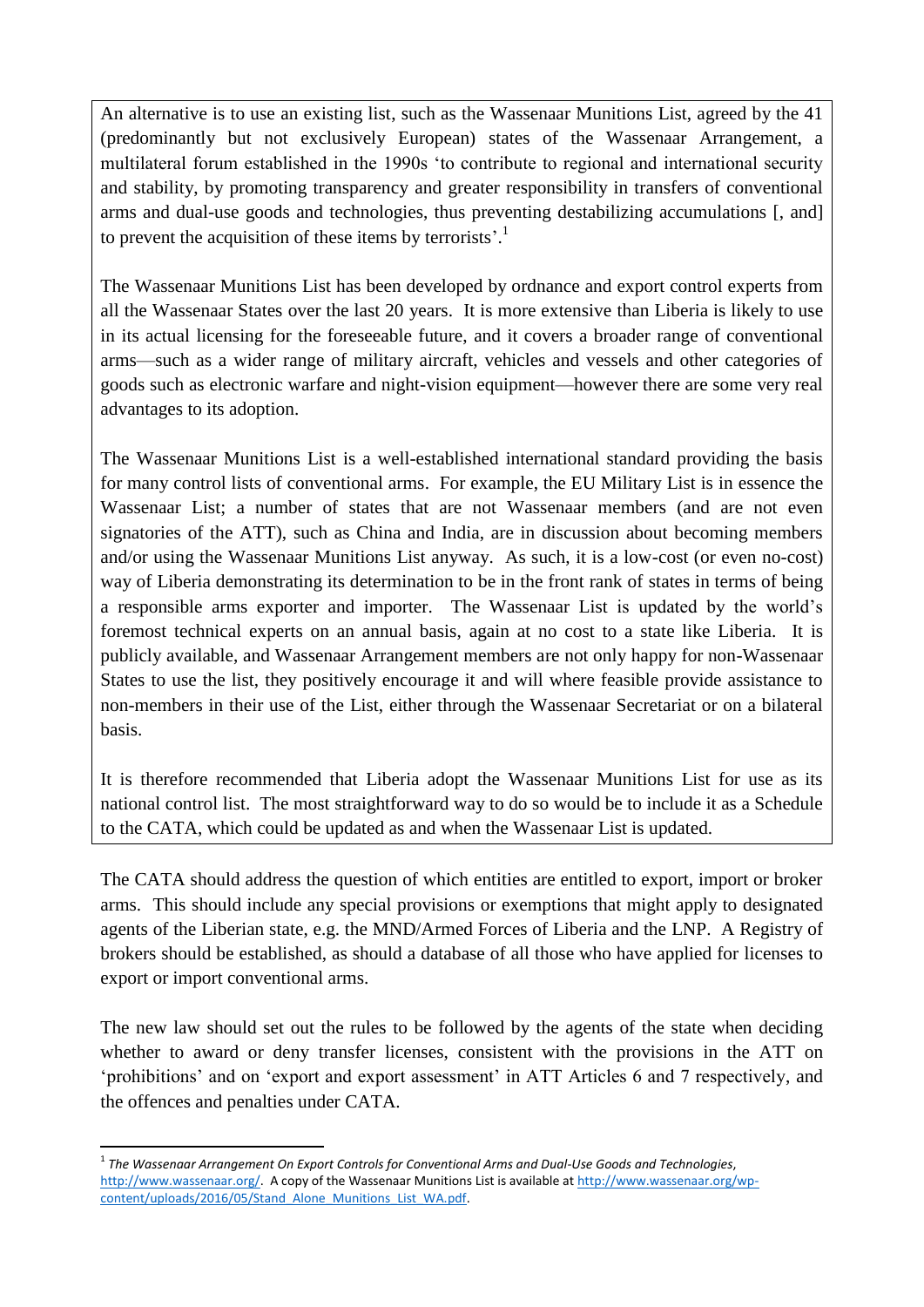An alternative is to use an existing list, such as the Wassenaar Munitions List, agreed by the 41 (predominantly but not exclusively European) states of the Wassenaar Arrangement, a multilateral forum established in the 1990s 'to contribute to regional and international security and stability, by promoting transparency and greater responsibility in transfers of conventional arms and dual-use goods and technologies, thus preventing destabilizing accumulations [, and] to prevent the acquisition of these items by terrorists'.[1]

The Wassenaar Munitions List has been developed by ordnance and export control experts from all the Wassenaar States over the last 20 years. It is more extensive than Liberia is likely to use in its actual licensing for the foreseeable future, and it covers a broader range of conventional arms—such as a wider range of military aircraft, vehicles and vessels and other categories of goods such as electronic warfare and night-vision equipment—however there are some very real advantages to its adoption.

The Wassenaar Munitions List is a well-established international standard providing the basis for many control lists of conventional arms. For example, the EU Military List is in essence the Wassenaar List; a number of states that are not Wassenaar members (and are not even signatories of the ATT), such as China and India, are in discussion about becoming members and/or using the Wassenaar Munitions List anyway. As such, it is a low-cost (or even no-cost) way of Liberia demonstrating its determination to be in the front rank of states in terms of being a responsible arms exporter and importer. The Wassenaar List is updated by the world's foremost technical experts on an annual basis, again at no cost to a state like Liberia. It is publicly available, and Wassenaar Arrangement members are not only happy for non-Wassenaar States to use the list, they positively encourage it and will where feasible provide assistance to non-members in their use of the List, either through the Wassenaar Secretariat or on a bilateral basis.

It is therefore recommended that Liberia adopt the Wassenaar Munitions List for use as its national control list. The most straightforward way to do so would be to include it as a Schedule to the CATA, which could be updated as and when the Wassenaar List is updated.

The CATA should address the question of which entities are entitled to export, import or broker arms. This should include any special provisions or exemptions that might apply to designated agents of the Liberian state, e.g. the MND/Armed Forces of Liberia and the LNP. A Registry of brokers should be established, as should a database of all those who have applied for licenses to export or import conventional arms.

The new law should set out the rules to be followed by the agents of the state when deciding whether to award or deny transfer licenses, consistent with the provisions in the ATT on 'prohibitions' and on 'export and export assessment' in ATT Articles 6 and 7 respectively, and the offences and penalties under CATA.

---

[1] *The Wassenaar Arrangement On Export Controls for Conventional Arms and Dual-Use Goods and Technologies*, http://www.wassenaar.org/. A copy of the Wassenaar Munitions List is available at http://www.wassenaar.org/wp-content/uploads/2016/05/Stand_Alone_Munitions_List_WA.pdf.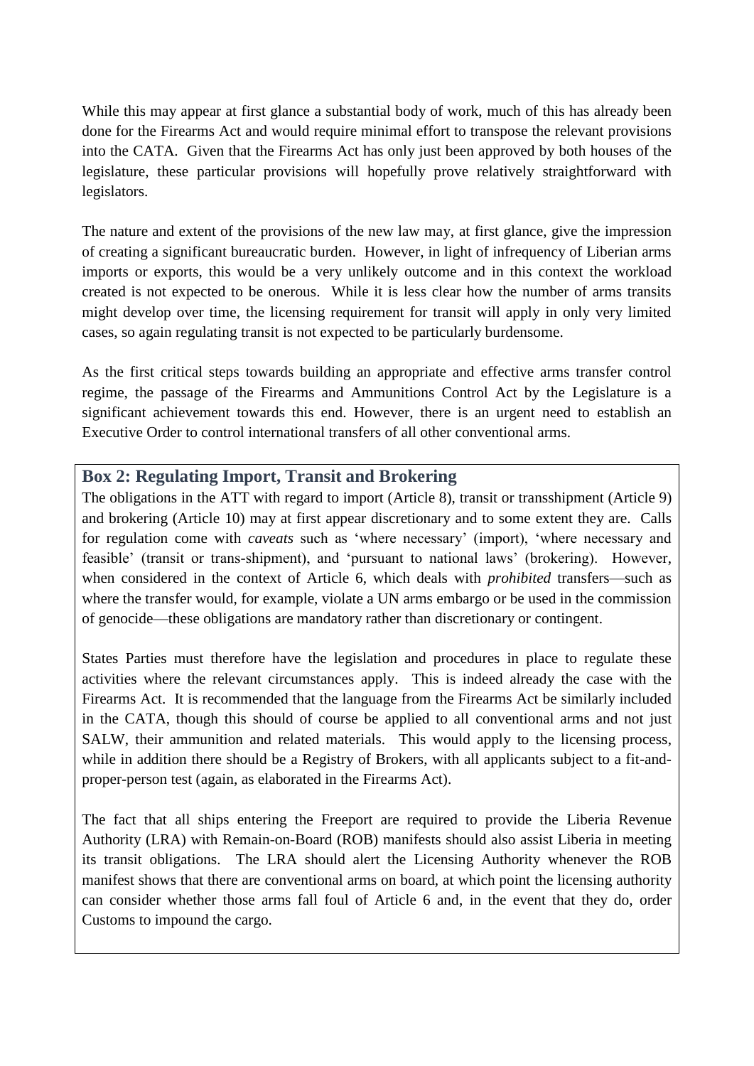While this may appear at first glance a substantial body of work, much of this has already been done for the Firearms Act and would require minimal effort to transpose the relevant provisions into the CATA. Given that the Firearms Act has only just been approved by both houses of the legislature, these particular provisions will hopefully prove relatively straightforward with legislators.

The nature and extent of the provisions of the new law may, at first glance, give the impression of creating a significant bureaucratic burden. However, in light of infrequency of Liberian arms imports or exports, this would be a very unlikely outcome and in this context the workload created is not expected to be onerous. While it is less clear how the number of arms transits might develop over time, the licensing requirement for transit will apply in only very limited cases, so again regulating transit is not expected to be particularly burdensome.

As the first critical steps towards building an appropriate and effective arms transfer control regime, the passage of the Firearms and Ammunitions Control Act by the Legislature is a significant achievement towards this end. However, there is an urgent need to establish an Executive Order to control international transfers of all other conventional arms.

### Box 2: Regulating Import, Transit and Brokering

The obligations in the ATT with regard to import (Article 8), transit or transshipment (Article 9) and brokering (Article 10) may at first appear discretionary and to some extent they are. Calls for regulation come with *caveats* such as 'where necessary' (import), 'where necessary and feasible' (transit or trans-shipment), and 'pursuant to national laws' (brokering). However, when considered in the context of Article 6, which deals with *prohibited* transfers—such as where the transfer would, for example, violate a UN arms embargo or be used in the commission of genocide—these obligations are mandatory rather than discretionary or contingent.

States Parties must therefore have the legislation and procedures in place to regulate these activities where the relevant circumstances apply. This is indeed already the case with the Firearms Act. It is recommended that the language from the Firearms Act be similarly included in the CATA, though this should of course be applied to all conventional arms and not just SALW, their ammunition and related materials. This would apply to the licensing process, while in addition there should be a Registry of Brokers, with all applicants subject to a fit-and-proper-person test (again, as elaborated in the Firearms Act).

The fact that all ships entering the Freeport are required to provide the Liberia Revenue Authority (LRA) with Remain-on-Board (ROB) manifests should also assist Liberia in meeting its transit obligations. The LRA should alert the Licensing Authority whenever the ROB manifest shows that there are conventional arms on board, at which point the licensing authority can consider whether those arms fall foul of Article 6 and, in the event that they do, order Customs to impound the cargo.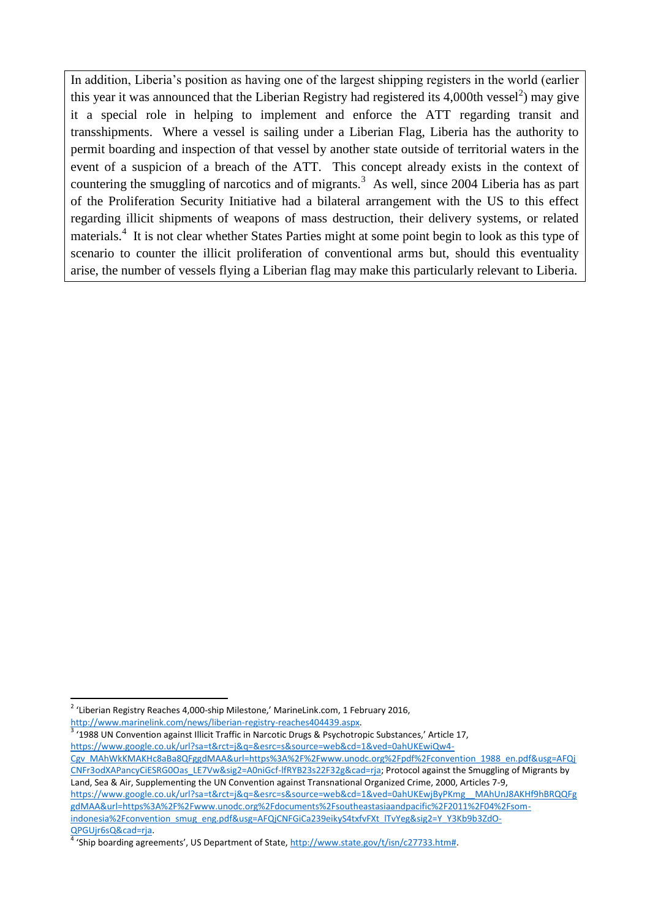In addition, Liberia's position as having one of the largest shipping registers in the world (earlier this year it was announced that the Liberian Registry had registered its 4,000th vessel[2]) may give it a special role in helping to implement and enforce the ATT regarding transit and transshipments. Where a vessel is sailing under a Liberian Flag, Liberia has the authority to permit boarding and inspection of that vessel by another state outside of territorial waters in the event of a suspicion of a breach of the ATT. This concept already exists in the context of countering the smuggling of narcotics and of migrants.[3] As well, since 2004 Liberia has as part of the Proliferation Security Initiative had a bilateral arrangement with the US to this effect regarding illicit shipments of weapons of mass destruction, their delivery systems, or related materials.[4] It is not clear whether States Parties might at some point begin to look as this type of scenario to counter the illicit proliferation of conventional arms but, should this eventuality arise, the number of vessels flying a Liberian flag may make this particularly relevant to Liberia.

---

[2] 'Liberian Registry Reaches 4,000-ship Milestone,' MarineLink.com, 1 February 2016, http://www.marinelink.com/news/liberian-registry-reaches404439.aspx.

[3] '1988 UN Convention against Illicit Traffic in Narcotic Drugs & Psychotropic Substances,' Article 17, https://www.google.co.uk/url?sa=t&rct=j&q=&esrc=s&source=web&cd=1&ved=0ahUKEwiQw4-Cgv_MAhWkKMAKHc8aBa8QFggdMAA&url=https%3A%2F%2Fwww.unodc.org%2Fpdf%2Fconvention_1988_en.pdf&usg=AFQjCNFr3odXAPancyCiESRG0Oas_LE7Vw&sig2=A0niGcf-lfRYB23s22F32g&cad=rja; Protocol against the Smuggling of Migrants by Land, Sea & Air, Supplementing the UN Convention against Transnational Organized Crime, 2000, Articles 7-9, https://www.google.co.uk/url?sa=t&rct=j&q=&esrc=s&source=web&cd=1&ved=0ahUKEwjByPKmg__MAhUnJ8AKHf9hBRQQFggdMAA&url=https%3A%2F%2Fwww.unodc.org%2Fdocuments%2Fsoutheastasiaandpacific%2F2011%2F04%2Fsom-indonesia%2Fconvention_smug_eng.pdf&usg=AFQjCNFGiCa239eikyS4txfvFXt_lTvYeg&sig2=Y_Y3Kb9b3ZdO-QPGUjr6sQ&cad=rja.

[4] 'Ship boarding agreements', US Department of State, http://www.state.gov/t/isn/c27733.htm#.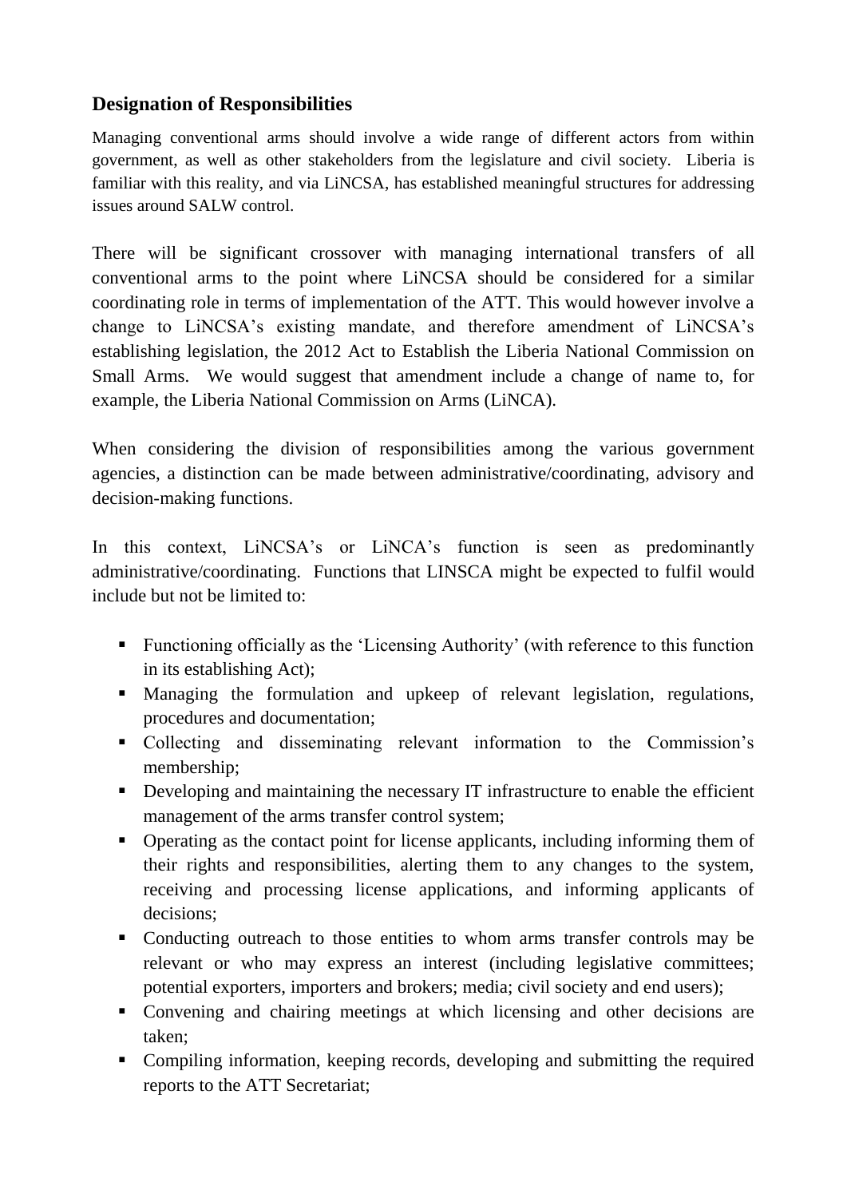## Designation of Responsibilities

Managing conventional arms should involve a wide range of different actors from within government, as well as other stakeholders from the legislature and civil society. Liberia is familiar with this reality, and via LiNCSA, has established meaningful structures for addressing issues around SALW control.

There will be significant crossover with managing international transfers of all conventional arms to the point where LiNCSA should be considered for a similar coordinating role in terms of implementation of the ATT. This would however involve a change to LiNCSA's existing mandate, and therefore amendment of LiNCSA's establishing legislation, the 2012 Act to Establish the Liberia National Commission on Small Arms. We would suggest that amendment include a change of name to, for example, the Liberia National Commission on Arms (LiNCA).

When considering the division of responsibilities among the various government agencies, a distinction can be made between administrative/coordinating, advisory and decision-making functions.

In this context, LiNCSA's or LiNCA's function is seen as predominantly administrative/coordinating. Functions that LINSCA might be expected to fulfil would include but not be limited to:

- Functioning officially as the 'Licensing Authority' (with reference to this function in its establishing Act);
- Managing the formulation and upkeep of relevant legislation, regulations, procedures and documentation;
- Collecting and disseminating relevant information to the Commission's membership;
- Developing and maintaining the necessary IT infrastructure to enable the efficient management of the arms transfer control system;
- Operating as the contact point for license applicants, including informing them of their rights and responsibilities, alerting them to any changes to the system, receiving and processing license applications, and informing applicants of decisions;
- Conducting outreach to those entities to whom arms transfer controls may be relevant or who may express an interest (including legislative committees; potential exporters, importers and brokers; media; civil society and end users);
- Convening and chairing meetings at which licensing and other decisions are taken;
- Compiling information, keeping records, developing and submitting the required reports to the ATT Secretariat;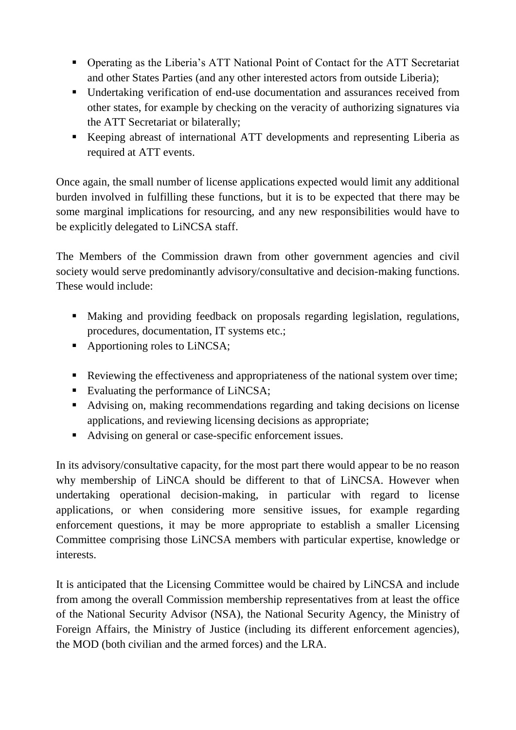- Operating as the Liberia's ATT National Point of Contact for the ATT Secretariat and other States Parties (and any other interested actors from outside Liberia);
- Undertaking verification of end-use documentation and assurances received from other states, for example by checking on the veracity of authorizing signatures via the ATT Secretariat or bilaterally;
- Keeping abreast of international ATT developments and representing Liberia as required at ATT events.

Once again, the small number of license applications expected would limit any additional burden involved in fulfilling these functions, but it is to be expected that there may be some marginal implications for resourcing, and any new responsibilities would have to be explicitly delegated to LiNCSA staff.

The Members of the Commission drawn from other government agencies and civil society would serve predominantly advisory/consultative and decision-making functions. These would include:

- Making and providing feedback on proposals regarding legislation, regulations, procedures, documentation, IT systems etc.;
- Apportioning roles to LiNCSA;
- Reviewing the effectiveness and appropriateness of the national system over time;
- Evaluating the performance of LiNCSA;
- Advising on, making recommendations regarding and taking decisions on license applications, and reviewing licensing decisions as appropriate;
- Advising on general or case-specific enforcement issues.

In its advisory/consultative capacity, for the most part there would appear to be no reason why membership of LiNCA should be different to that of LiNCSA. However when undertaking operational decision-making, in particular with regard to license applications, or when considering more sensitive issues, for example regarding enforcement questions, it may be more appropriate to establish a smaller Licensing Committee comprising those LiNCSA members with particular expertise, knowledge or interests.

It is anticipated that the Licensing Committee would be chaired by LiNCSA and include from among the overall Commission membership representatives from at least the office of the National Security Advisor (NSA), the National Security Agency, the Ministry of Foreign Affairs, the Ministry of Justice (including its different enforcement agencies), the MOD (both civilian and the armed forces) and the LRA.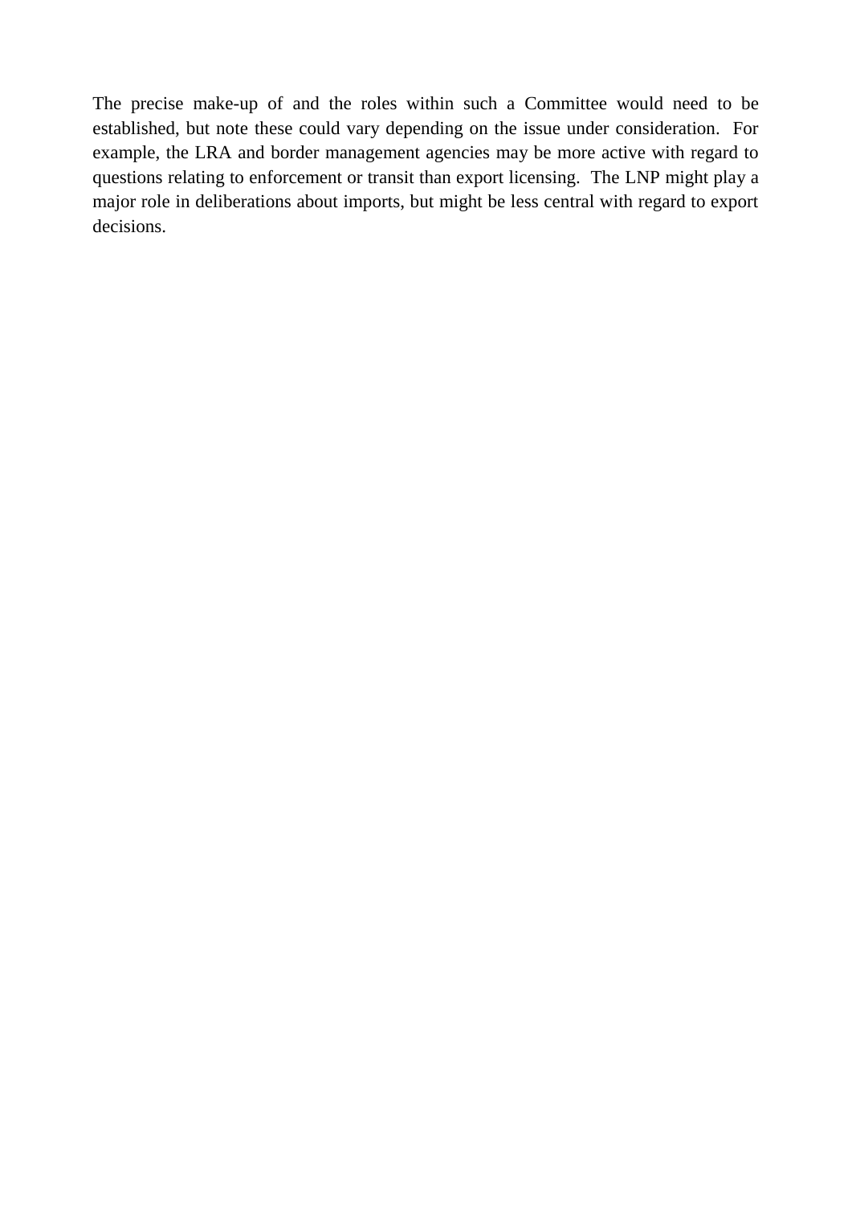The precise make-up of and the roles within such a Committee would need to be established, but note these could vary depending on the issue under consideration. For example, the LRA and border management agencies may be more active with regard to questions relating to enforcement or transit than export licensing. The LNP might play a major role in deliberations about imports, but might be less central with regard to export decisions.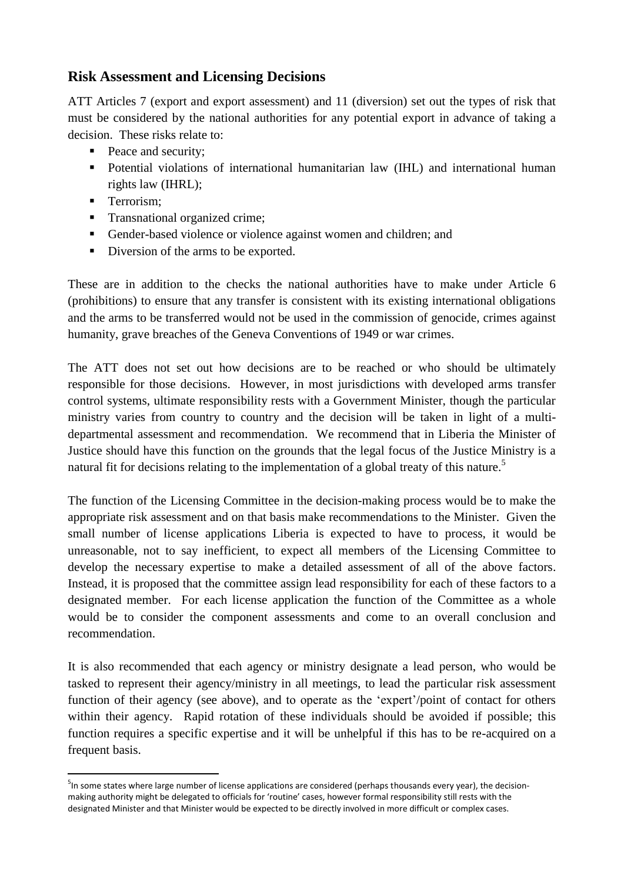## Risk Assessment and Licensing Decisions

ATT Articles 7 (export and export assessment) and 11 (diversion) set out the types of risk that must be considered by the national authorities for any potential export in advance of taking a decision. These risks relate to:

- Peace and security;
- Potential violations of international humanitarian law (IHL) and international human rights law (IHRL);
- Terrorism;
- Transnational organized crime;
- Gender-based violence or violence against women and children; and
- Diversion of the arms to be exported.

These are in addition to the checks the national authorities have to make under Article 6 (prohibitions) to ensure that any transfer is consistent with its existing international obligations and the arms to be transferred would not be used in the commission of genocide, crimes against humanity, grave breaches of the Geneva Conventions of 1949 or war crimes.

The ATT does not set out how decisions are to be reached or who should be ultimately responsible for those decisions. However, in most jurisdictions with developed arms transfer control systems, ultimate responsibility rests with a Government Minister, though the particular ministry varies from country to country and the decision will be taken in light of a multi-departmental assessment and recommendation. We recommend that in Liberia the Minister of Justice should have this function on the grounds that the legal focus of the Justice Ministry is a natural fit for decisions relating to the implementation of a global treaty of this nature.[5]

The function of the Licensing Committee in the decision-making process would be to make the appropriate risk assessment and on that basis make recommendations to the Minister. Given the small number of license applications Liberia is expected to have to process, it would be unreasonable, not to say inefficient, to expect all members of the Licensing Committee to develop the necessary expertise to make a detailed assessment of all of the above factors. Instead, it is proposed that the committee assign lead responsibility for each of these factors to a designated member. For each license application the function of the Committee as a whole would be to consider the component assessments and come to an overall conclusion and recommendation.

It is also recommended that each agency or ministry designate a lead person, who would be tasked to represent their agency/ministry in all meetings, to lead the particular risk assessment function of their agency (see above), and to operate as the 'expert'/point of contact for others within their agency. Rapid rotation of these individuals should be avoided if possible; this function requires a specific expertise and it will be unhelpful if this has to be re-acquired on a frequent basis.

[5] In some states where large number of license applications are considered (perhaps thousands every year), the decision-making authority might be delegated to officials for 'routine' cases, however formal responsibility still rests with the designated Minister and that Minister would be expected to be directly involved in more difficult or complex cases.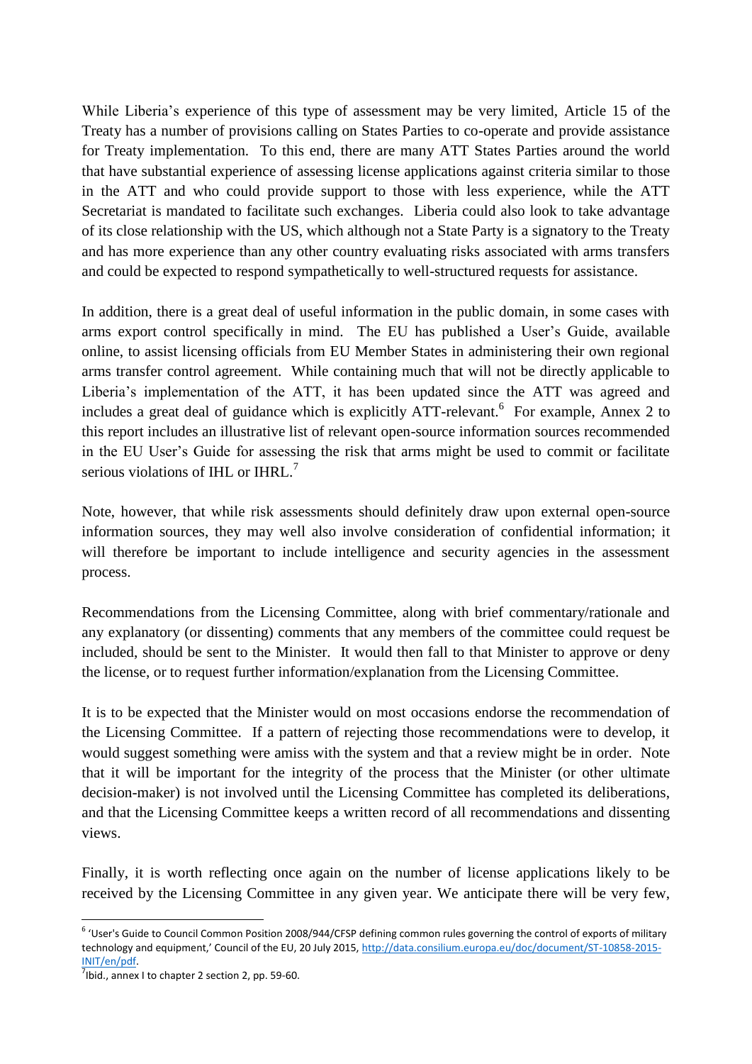While Liberia's experience of this type of assessment may be very limited, Article 15 of the Treaty has a number of provisions calling on States Parties to co-operate and provide assistance for Treaty implementation. To this end, there are many ATT States Parties around the world that have substantial experience of assessing license applications against criteria similar to those in the ATT and who could provide support to those with less experience, while the ATT Secretariat is mandated to facilitate such exchanges. Liberia could also look to take advantage of its close relationship with the US, which although not a State Party is a signatory to the Treaty and has more experience than any other country evaluating risks associated with arms transfers and could be expected to respond sympathetically to well-structured requests for assistance.

In addition, there is a great deal of useful information in the public domain, in some cases with arms export control specifically in mind. The EU has published a User's Guide, available online, to assist licensing officials from EU Member States in administering their own regional arms transfer control agreement. While containing much that will not be directly applicable to Liberia's implementation of the ATT, it has been updated since the ATT was agreed and includes a great deal of guidance which is explicitly ATT-relevant.[6] For example, Annex 2 to this report includes an illustrative list of relevant open-source information sources recommended in the EU User's Guide for assessing the risk that arms might be used to commit or facilitate serious violations of IHL or IHRL.[7]

Note, however, that while risk assessments should definitely draw upon external open-source information sources, they may well also involve consideration of confidential information; it will therefore be important to include intelligence and security agencies in the assessment process.

Recommendations from the Licensing Committee, along with brief commentary/rationale and any explanatory (or dissenting) comments that any members of the committee could request be included, should be sent to the Minister. It would then fall to that Minister to approve or deny the license, or to request further information/explanation from the Licensing Committee.

It is to be expected that the Minister would on most occasions endorse the recommendation of the Licensing Committee. If a pattern of rejecting those recommendations were to develop, it would suggest something were amiss with the system and that a review might be in order. Note that it will be important for the integrity of the process that the Minister (or other ultimate decision-maker) is not involved until the Licensing Committee has completed its deliberations, and that the Licensing Committee keeps a written record of all recommendations and dissenting views.

Finally, it is worth reflecting once again on the number of license applications likely to be received by the Licensing Committee in any given year. We anticipate there will be very few,

---

[6] 'User's Guide to Council Common Position 2008/944/CFSP defining common rules governing the control of exports of military technology and equipment,' Council of the EU, 20 July 2015, http://data.consilium.europa.eu/doc/document/ST-10858-2015-INIT/en/pdf.

[7] Ibid., annex I to chapter 2 section 2, pp. 59-60.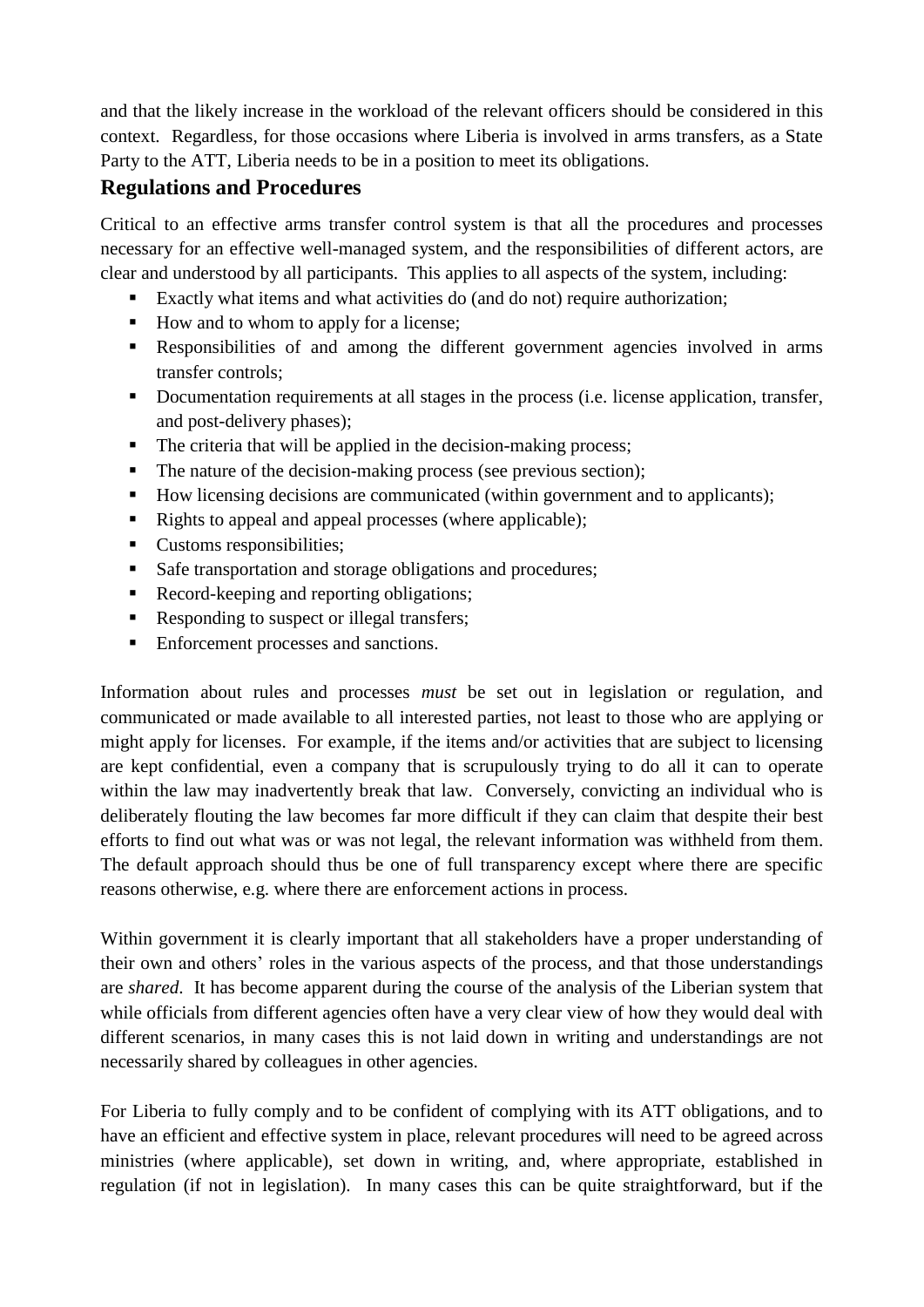and that the likely increase in the workload of the relevant officers should be considered in this context. Regardless, for those occasions where Liberia is involved in arms transfers, as a State Party to the ATT, Liberia needs to be in a position to meet its obligations.

## Regulations and Procedures

Critical to an effective arms transfer control system is that all the procedures and processes necessary for an effective well-managed system, and the responsibilities of different actors, are clear and understood by all participants. This applies to all aspects of the system, including:

- Exactly what items and what activities do (and do not) require authorization;
- How and to whom to apply for a license;
- Responsibilities of and among the different government agencies involved in arms transfer controls;
- Documentation requirements at all stages in the process (i.e. license application, transfer, and post-delivery phases);
- The criteria that will be applied in the decision-making process;
- The nature of the decision-making process (see previous section);
- How licensing decisions are communicated (within government and to applicants);
- Rights to appeal and appeal processes (where applicable);
- Customs responsibilities;
- Safe transportation and storage obligations and procedures;
- Record-keeping and reporting obligations;
- Responding to suspect or illegal transfers;
- Enforcement processes and sanctions.

Information about rules and processes *must* be set out in legislation or regulation, and communicated or made available to all interested parties, not least to those who are applying or might apply for licenses. For example, if the items and/or activities that are subject to licensing are kept confidential, even a company that is scrupulously trying to do all it can to operate within the law may inadvertently break that law. Conversely, convicting an individual who is deliberately flouting the law becomes far more difficult if they can claim that despite their best efforts to find out what was or was not legal, the relevant information was withheld from them. The default approach should thus be one of full transparency except where there are specific reasons otherwise, e.g. where there are enforcement actions in process.

Within government it is clearly important that all stakeholders have a proper understanding of their own and others' roles in the various aspects of the process, and that those understandings are *shared*. It has become apparent during the course of the analysis of the Liberian system that while officials from different agencies often have a very clear view of how they would deal with different scenarios, in many cases this is not laid down in writing and understandings are not necessarily shared by colleagues in other agencies.

For Liberia to fully comply and to be confident of complying with its ATT obligations, and to have an efficient and effective system in place, relevant procedures will need to be agreed across ministries (where applicable), set down in writing, and, where appropriate, established in regulation (if not in legislation). In many cases this can be quite straightforward, but if the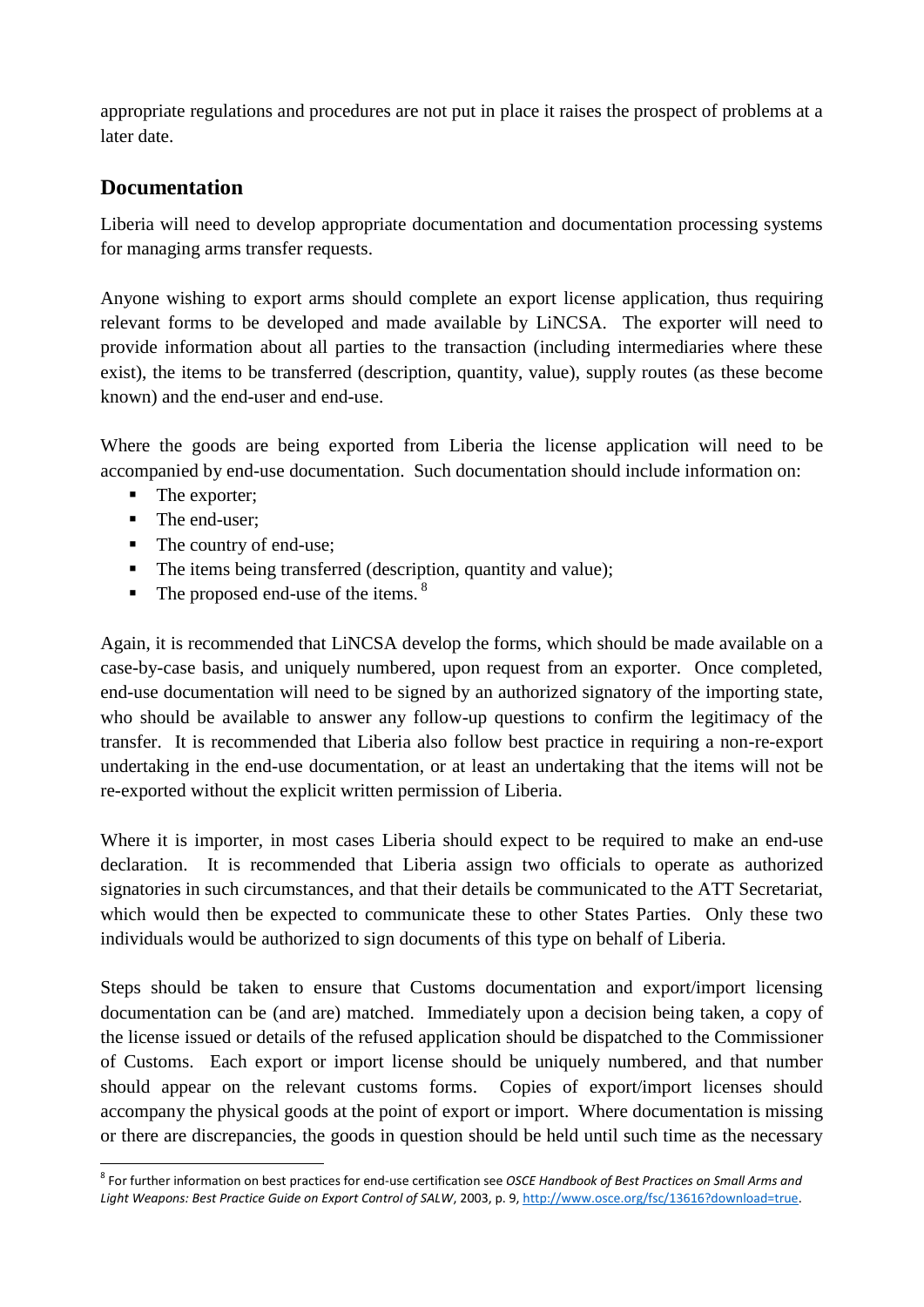appropriate regulations and procedures are not put in place it raises the prospect of problems at a later date.

## Documentation

Liberia will need to develop appropriate documentation and documentation processing systems for managing arms transfer requests.

Anyone wishing to export arms should complete an export license application, thus requiring relevant forms to be developed and made available by LiNCSA. The exporter will need to provide information about all parties to the transaction (including intermediaries where these exist), the items to be transferred (description, quantity, value), supply routes (as these become known) and the end-user and end-use.

Where the goods are being exported from Liberia the license application will need to be accompanied by end-use documentation. Such documentation should include information on:

- The exporter;
- The end-user;
- The country of end-use;
- The items being transferred (description, quantity and value);
- The proposed end-use of the items.[8]

Again, it is recommended that LiNCSA develop the forms, which should be made available on a case-by-case basis, and uniquely numbered, upon request from an exporter. Once completed, end-use documentation will need to be signed by an authorized signatory of the importing state, who should be available to answer any follow-up questions to confirm the legitimacy of the transfer. It is recommended that Liberia also follow best practice in requiring a non-re-export undertaking in the end-use documentation, or at least an undertaking that the items will not be re-exported without the explicit written permission of Liberia.

Where it is importer, in most cases Liberia should expect to be required to make an end-use declaration. It is recommended that Liberia assign two officials to operate as authorized signatories in such circumstances, and that their details be communicated to the ATT Secretariat, which would then be expected to communicate these to other States Parties. Only these two individuals would be authorized to sign documents of this type on behalf of Liberia.

Steps should be taken to ensure that Customs documentation and export/import licensing documentation can be (and are) matched. Immediately upon a decision being taken, a copy of the license issued or details of the refused application should be dispatched to the Commissioner of Customs. Each export or import license should be uniquely numbered, and that number should appear on the relevant customs forms. Copies of export/import licenses should accompany the physical goods at the point of export or import. Where documentation is missing or there are discrepancies, the goods in question should be held until such time as the necessary

---

[8] For further information on best practices for end-use certification see *OSCE Handbook of Best Practices on Small Arms and Light Weapons: Best Practice Guide on Export Control of SALW*, 2003, p. 9, http://www.osce.org/fsc/13616?download=true.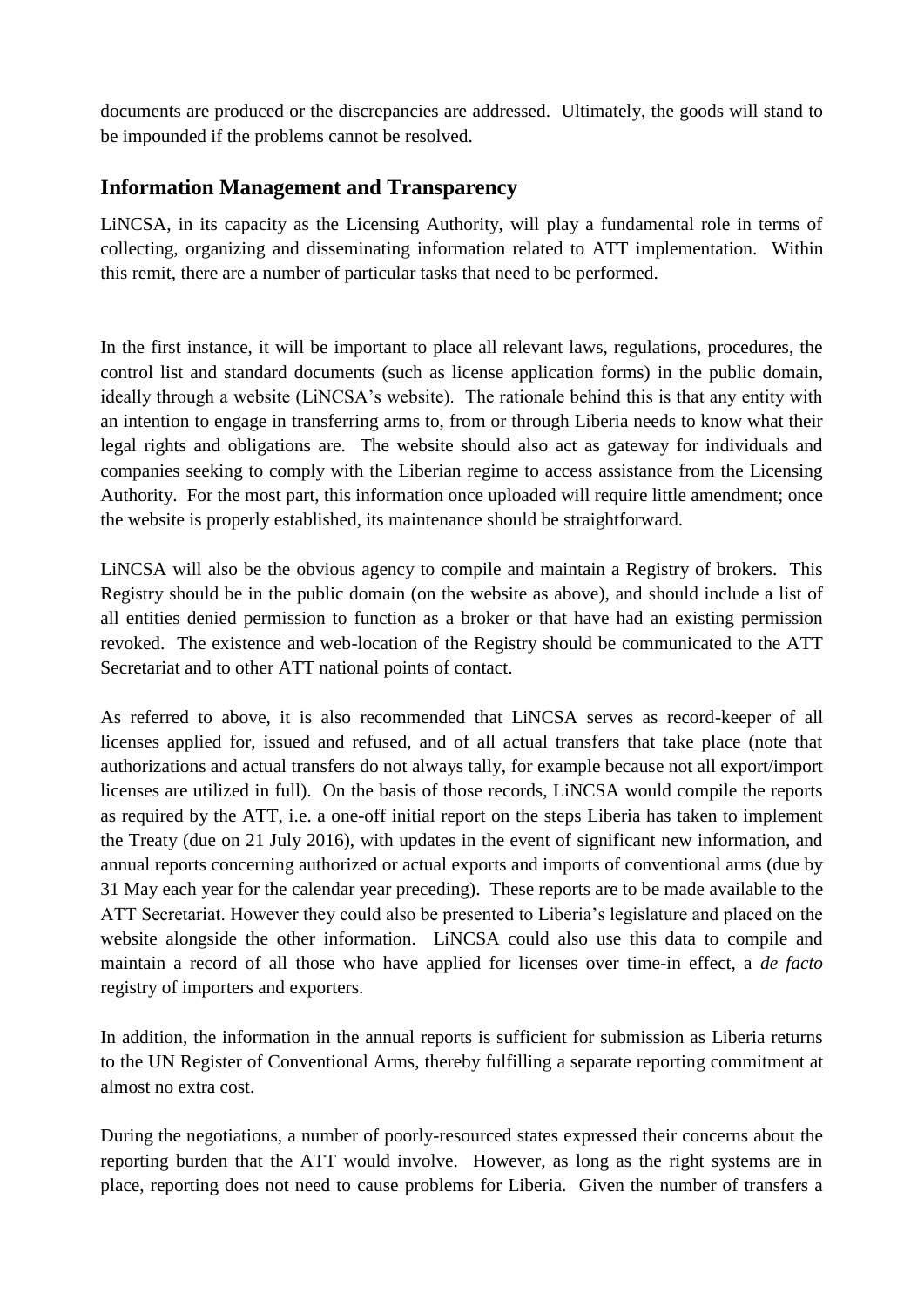documents are produced or the discrepancies are addressed. Ultimately, the goods will stand to be impounded if the problems cannot be resolved.

## Information Management and Transparency

LiNCSA, in its capacity as the Licensing Authority, will play a fundamental role in terms of collecting, organizing and disseminating information related to ATT implementation. Within this remit, there are a number of particular tasks that need to be performed.

In the first instance, it will be important to place all relevant laws, regulations, procedures, the control list and standard documents (such as license application forms) in the public domain, ideally through a website (LiNCSA's website). The rationale behind this is that any entity with an intention to engage in transferring arms to, from or through Liberia needs to know what their legal rights and obligations are. The website should also act as gateway for individuals and companies seeking to comply with the Liberian regime to access assistance from the Licensing Authority. For the most part, this information once uploaded will require little amendment; once the website is properly established, its maintenance should be straightforward.

LiNCSA will also be the obvious agency to compile and maintain a Registry of brokers. This Registry should be in the public domain (on the website as above), and should include a list of all entities denied permission to function as a broker or that have had an existing permission revoked. The existence and web-location of the Registry should be communicated to the ATT Secretariat and to other ATT national points of contact.

As referred to above, it is also recommended that LiNCSA serves as record-keeper of all licenses applied for, issued and refused, and of all actual transfers that take place (note that authorizations and actual transfers do not always tally, for example because not all export/import licenses are utilized in full). On the basis of those records, LiNCSA would compile the reports as required by the ATT, i.e. a one-off initial report on the steps Liberia has taken to implement the Treaty (due on 21 July 2016), with updates in the event of significant new information, and annual reports concerning authorized or actual exports and imports of conventional arms (due by 31 May each year for the calendar year preceding). These reports are to be made available to the ATT Secretariat. However they could also be presented to Liberia's legislature and placed on the website alongside the other information. LiNCSA could also use this data to compile and maintain a record of all those who have applied for licenses over time-in effect, a *de facto* registry of importers and exporters.

In addition, the information in the annual reports is sufficient for submission as Liberia returns to the UN Register of Conventional Arms, thereby fulfilling a separate reporting commitment at almost no extra cost.

During the negotiations, a number of poorly-resourced states expressed their concerns about the reporting burden that the ATT would involve. However, as long as the right systems are in place, reporting does not need to cause problems for Liberia. Given the number of transfers a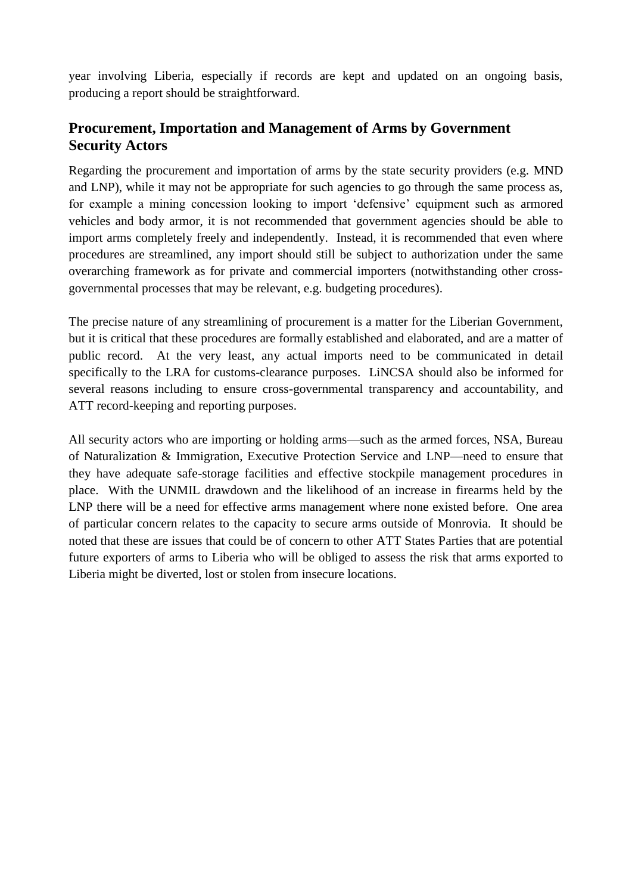year involving Liberia, especially if records are kept and updated on an ongoing basis, producing a report should be straightforward.

## Procurement, Importation and Management of Arms by Government Security Actors

Regarding the procurement and importation of arms by the state security providers (e.g. MND and LNP), while it may not be appropriate for such agencies to go through the same process as, for example a mining concession looking to import 'defensive' equipment such as armored vehicles and body armor, it is not recommended that government agencies should be able to import arms completely freely and independently. Instead, it is recommended that even where procedures are streamlined, any import should still be subject to authorization under the same overarching framework as for private and commercial importers (notwithstanding other cross-governmental processes that may be relevant, e.g. budgeting procedures).

The precise nature of any streamlining of procurement is a matter for the Liberian Government, but it is critical that these procedures are formally established and elaborated, and are a matter of public record. At the very least, any actual imports need to be communicated in detail specifically to the LRA for customs-clearance purposes. LiNCSA should also be informed for several reasons including to ensure cross-governmental transparency and accountability, and ATT record-keeping and reporting purposes.

All security actors who are importing or holding arms—such as the armed forces, NSA, Bureau of Naturalization & Immigration, Executive Protection Service and LNP—need to ensure that they have adequate safe-storage facilities and effective stockpile management procedures in place. With the UNMIL drawdown and the likelihood of an increase in firearms held by the LNP there will be a need for effective arms management where none existed before. One area of particular concern relates to the capacity to secure arms outside of Monrovia. It should be noted that these are issues that could be of concern to other ATT States Parties that are potential future exporters of arms to Liberia who will be obliged to assess the risk that arms exported to Liberia might be diverted, lost or stolen from insecure locations.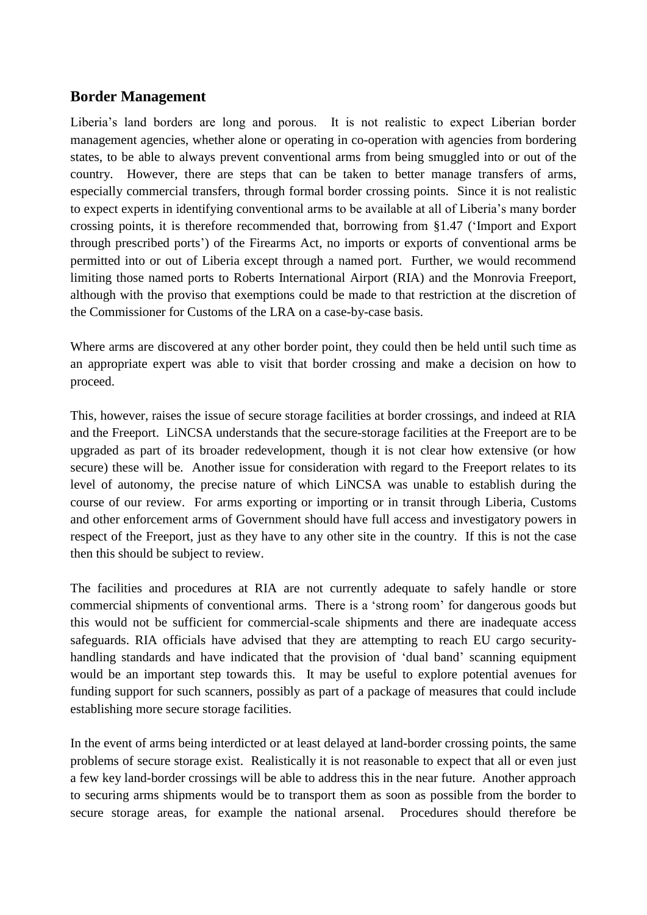## Border Management

Liberia's land borders are long and porous. It is not realistic to expect Liberian border management agencies, whether alone or operating in co-operation with agencies from bordering states, to be able to always prevent conventional arms from being smuggled into or out of the country. However, there are steps that can be taken to better manage transfers of arms, especially commercial transfers, through formal border crossing points. Since it is not realistic to expect experts in identifying conventional arms to be available at all of Liberia's many border crossing points, it is therefore recommended that, borrowing from §1.47 ('Import and Export through prescribed ports') of the Firearms Act, no imports or exports of conventional arms be permitted into or out of Liberia except through a named port. Further, we would recommend limiting those named ports to Roberts International Airport (RIA) and the Monrovia Freeport, although with the proviso that exemptions could be made to that restriction at the discretion of the Commissioner for Customs of the LRA on a case-by-case basis.

Where arms are discovered at any other border point, they could then be held until such time as an appropriate expert was able to visit that border crossing and make a decision on how to proceed.

This, however, raises the issue of secure storage facilities at border crossings, and indeed at RIA and the Freeport. LiNCSA understands that the secure-storage facilities at the Freeport are to be upgraded as part of its broader redevelopment, though it is not clear how extensive (or how secure) these will be. Another issue for consideration with regard to the Freeport relates to its level of autonomy, the precise nature of which LiNCSA was unable to establish during the course of our review. For arms exporting or importing or in transit through Liberia, Customs and other enforcement arms of Government should have full access and investigatory powers in respect of the Freeport, just as they have to any other site in the country. If this is not the case then this should be subject to review.

The facilities and procedures at RIA are not currently adequate to safely handle or store commercial shipments of conventional arms. There is a 'strong room' for dangerous goods but this would not be sufficient for commercial-scale shipments and there are inadequate access safeguards. RIA officials have advised that they are attempting to reach EU cargo security-handling standards and have indicated that the provision of 'dual band' scanning equipment would be an important step towards this. It may be useful to explore potential avenues for funding support for such scanners, possibly as part of a package of measures that could include establishing more secure storage facilities.

In the event of arms being interdicted or at least delayed at land-border crossing points, the same problems of secure storage exist. Realistically it is not reasonable to expect that all or even just a few key land-border crossings will be able to address this in the near future. Another approach to securing arms shipments would be to transport them as soon as possible from the border to secure storage areas, for example the national arsenal. Procedures should therefore be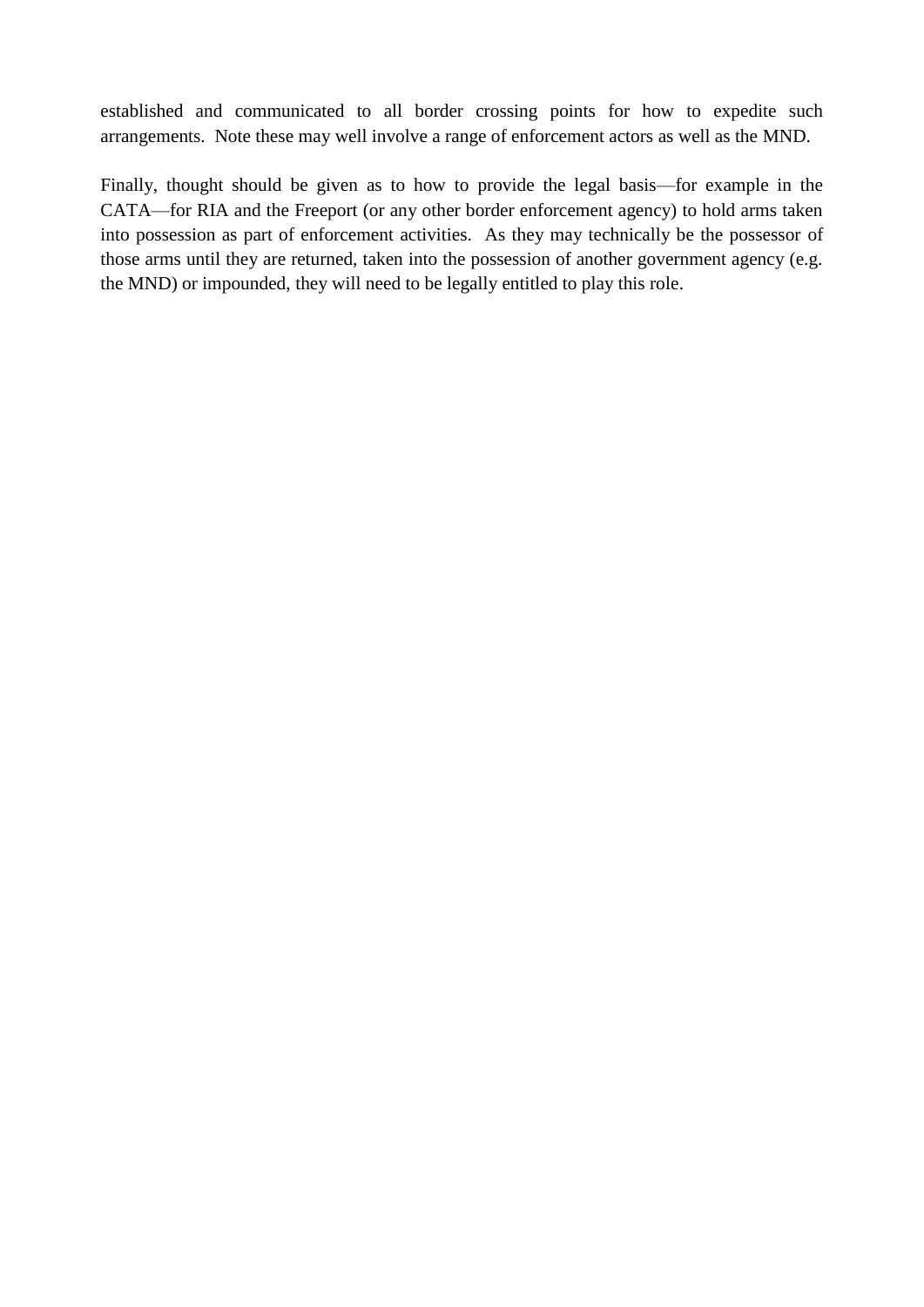established and communicated to all border crossing points for how to expedite such arrangements. Note these may well involve a range of enforcement actors as well as the MND.

Finally, thought should be given as to how to provide the legal basis—for example in the CATA—for RIA and the Freeport (or any other border enforcement agency) to hold arms taken into possession as part of enforcement activities. As they may technically be the possessor of those arms until they are returned, taken into the possession of another government agency (e.g. the MND) or impounded, they will need to be legally entitled to play this role.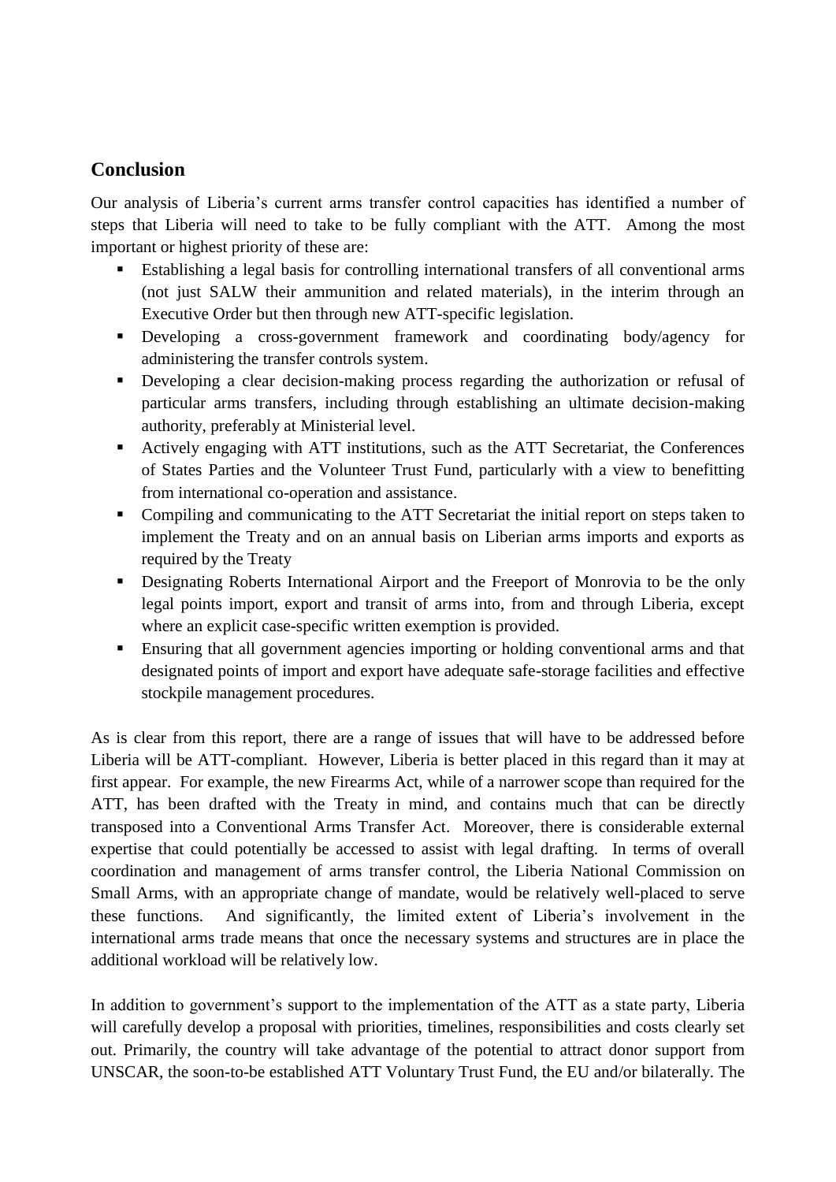## Conclusion

Our analysis of Liberia's current arms transfer control capacities has identified a number of steps that Liberia will need to take to be fully compliant with the ATT. Among the most important or highest priority of these are:

- Establishing a legal basis for controlling international transfers of all conventional arms (not just SALW their ammunition and related materials), in the interim through an Executive Order but then through new ATT-specific legislation.
- Developing a cross-government framework and coordinating body/agency for administering the transfer controls system.
- Developing a clear decision-making process regarding the authorization or refusal of particular arms transfers, including through establishing an ultimate decision-making authority, preferably at Ministerial level.
- Actively engaging with ATT institutions, such as the ATT Secretariat, the Conferences of States Parties and the Volunteer Trust Fund, particularly with a view to benefitting from international co-operation and assistance.
- Compiling and communicating to the ATT Secretariat the initial report on steps taken to implement the Treaty and on an annual basis on Liberian arms imports and exports as required by the Treaty
- Designating Roberts International Airport and the Freeport of Monrovia to be the only legal points import, export and transit of arms into, from and through Liberia, except where an explicit case-specific written exemption is provided.
- Ensuring that all government agencies importing or holding conventional arms and that designated points of import and export have adequate safe-storage facilities and effective stockpile management procedures.

As is clear from this report, there are a range of issues that will have to be addressed before Liberia will be ATT-compliant. However, Liberia is better placed in this regard than it may at first appear. For example, the new Firearms Act, while of a narrower scope than required for the ATT, has been drafted with the Treaty in mind, and contains much that can be directly transposed into a Conventional Arms Transfer Act. Moreover, there is considerable external expertise that could potentially be accessed to assist with legal drafting. In terms of overall coordination and management of arms transfer control, the Liberia National Commission on Small Arms, with an appropriate change of mandate, would be relatively well-placed to serve these functions. And significantly, the limited extent of Liberia's involvement in the international arms trade means that once the necessary systems and structures are in place the additional workload will be relatively low.

In addition to government's support to the implementation of the ATT as a state party, Liberia will carefully develop a proposal with priorities, timelines, responsibilities and costs clearly set out. Primarily, the country will take advantage of the potential to attract donor support from UNSCAR, the soon-to-be established ATT Voluntary Trust Fund, the EU and/or bilaterally. The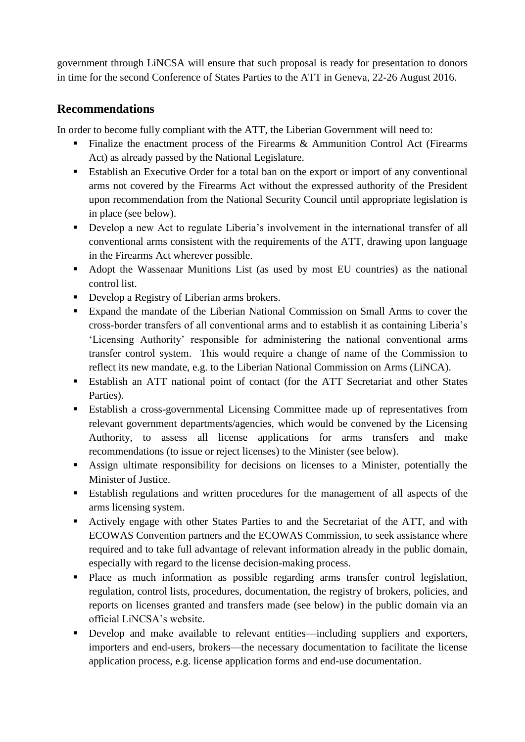government through LiNCSA will ensure that such proposal is ready for presentation to donors in time for the second Conference of States Parties to the ATT in Geneva, 22-26 August 2016.

## Recommendations

In order to become fully compliant with the ATT, the Liberian Government will need to:

- Finalize the enactment process of the Firearms & Ammunition Control Act (Firearms Act) as already passed by the National Legislature.
- Establish an Executive Order for a total ban on the export or import of any conventional arms not covered by the Firearms Act without the expressed authority of the President upon recommendation from the National Security Council until appropriate legislation is in place (see below).
- Develop a new Act to regulate Liberia's involvement in the international transfer of all conventional arms consistent with the requirements of the ATT, drawing upon language in the Firearms Act wherever possible.
- Adopt the Wassenaar Munitions List (as used by most EU countries) as the national control list.
- Develop a Registry of Liberian arms brokers.
- Expand the mandate of the Liberian National Commission on Small Arms to cover the cross-border transfers of all conventional arms and to establish it as containing Liberia's 'Licensing Authority' responsible for administering the national conventional arms transfer control system. This would require a change of name of the Commission to reflect its new mandate, e.g. to the Liberian National Commission on Arms (LiNCA).
- Establish an ATT national point of contact (for the ATT Secretariat and other States Parties).
- Establish a cross-governmental Licensing Committee made up of representatives from relevant government departments/agencies, which would be convened by the Licensing Authority, to assess all license applications for arms transfers and make recommendations (to issue or reject licenses) to the Minister (see below).
- Assign ultimate responsibility for decisions on licenses to a Minister, potentially the Minister of Justice.
- Establish regulations and written procedures for the management of all aspects of the arms licensing system.
- Actively engage with other States Parties to and the Secretariat of the ATT, and with ECOWAS Convention partners and the ECOWAS Commission, to seek assistance where required and to take full advantage of relevant information already in the public domain, especially with regard to the license decision-making process.
- Place as much information as possible regarding arms transfer control legislation, regulation, control lists, procedures, documentation, the registry of brokers, policies, and reports on licenses granted and transfers made (see below) in the public domain via an official LiNCSA's website.
- Develop and make available to relevant entities—including suppliers and exporters, importers and end-users, brokers—the necessary documentation to facilitate the license application process, e.g. license application forms and end-use documentation.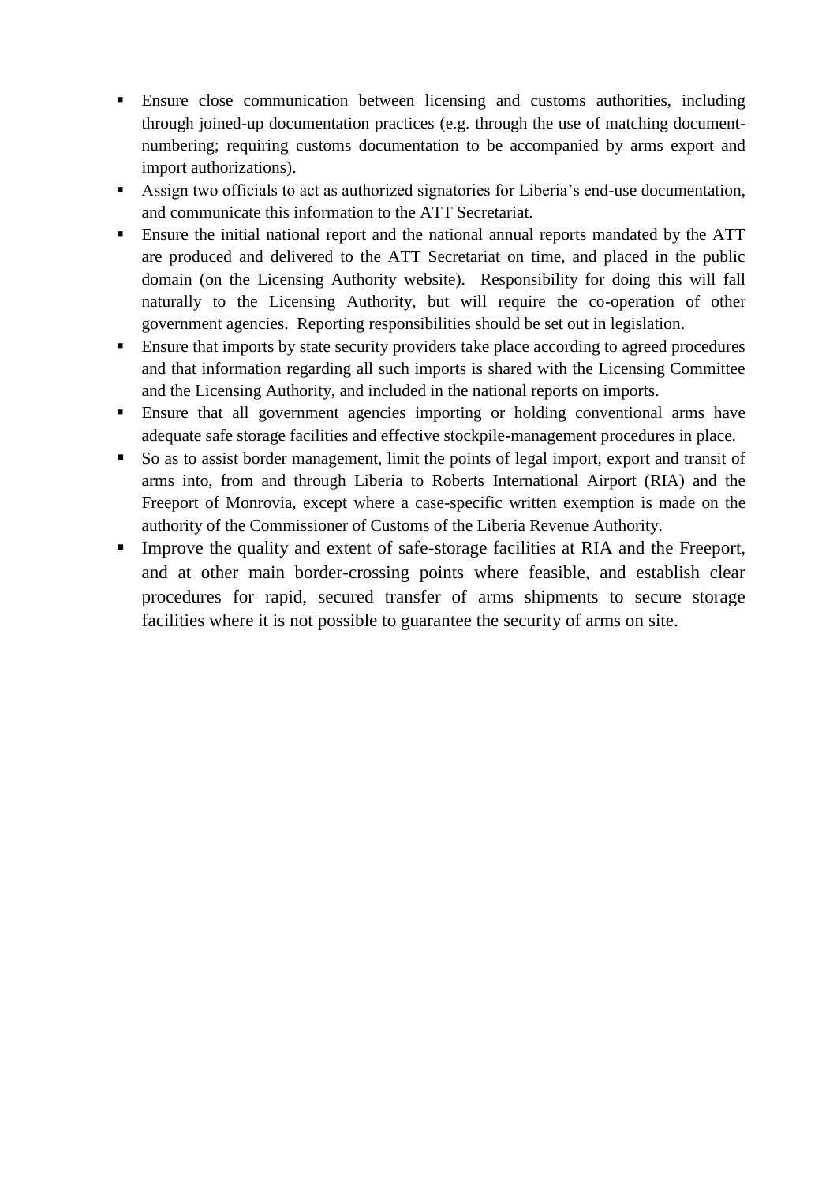- Ensure close communication between licensing and customs authorities, including through joined-up documentation practices (e.g. through the use of matching document-numbering; requiring customs documentation to be accompanied by arms export and import authorizations).
- Assign two officials to act as authorized signatories for Liberia's end-use documentation, and communicate this information to the ATT Secretariat.
- Ensure the initial national report and the national annual reports mandated by the ATT are produced and delivered to the ATT Secretariat on time, and placed in the public domain (on the Licensing Authority website). Responsibility for doing this will fall naturally to the Licensing Authority, but will require the co-operation of other government agencies. Reporting responsibilities should be set out in legislation.
- Ensure that imports by state security providers take place according to agreed procedures and that information regarding all such imports is shared with the Licensing Committee and the Licensing Authority, and included in the national reports on imports.
- Ensure that all government agencies importing or holding conventional arms have adequate safe storage facilities and effective stockpile-management procedures in place.
- So as to assist border management, limit the points of legal import, export and transit of arms into, from and through Liberia to Roberts International Airport (RIA) and the Freeport of Monrovia, except where a case-specific written exemption is made on the authority of the Commissioner of Customs of the Liberia Revenue Authority.
- Improve the quality and extent of safe-storage facilities at RIA and the Freeport, and at other main border-crossing points where feasible, and establish clear procedures for rapid, secured transfer of arms shipments to secure storage facilities where it is not possible to guarantee the security of arms on site.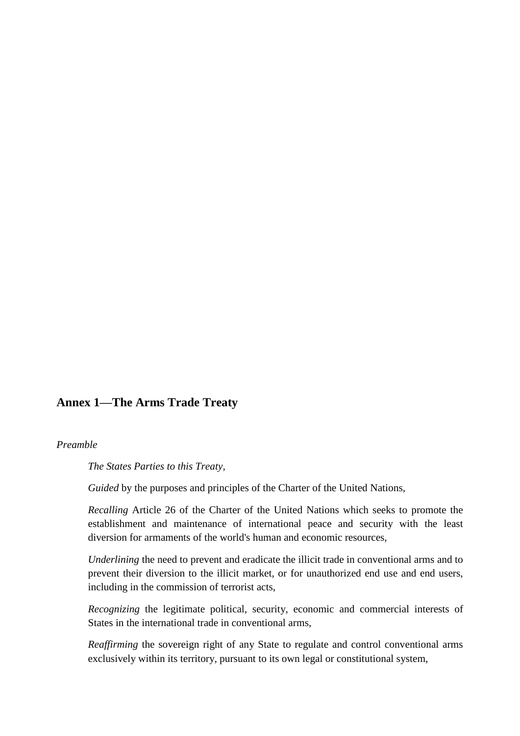## Annex 1—The Arms Trade Treaty

*Preamble*

*The States Parties to this Treaty*,

*Guided* by the purposes and principles of the Charter of the United Nations,

*Recalling* Article 26 of the Charter of the United Nations which seeks to promote the establishment and maintenance of international peace and security with the least diversion for armaments of the world's human and economic resources,

*Underlining* the need to prevent and eradicate the illicit trade in conventional arms and to prevent their diversion to the illicit market, or for unauthorized end use and end users, including in the commission of terrorist acts,

*Recognizing* the legitimate political, security, economic and commercial interests of States in the international trade in conventional arms,

*Reaffirming* the sovereign right of any State to regulate and control conventional arms exclusively within its territory, pursuant to its own legal or constitutional system,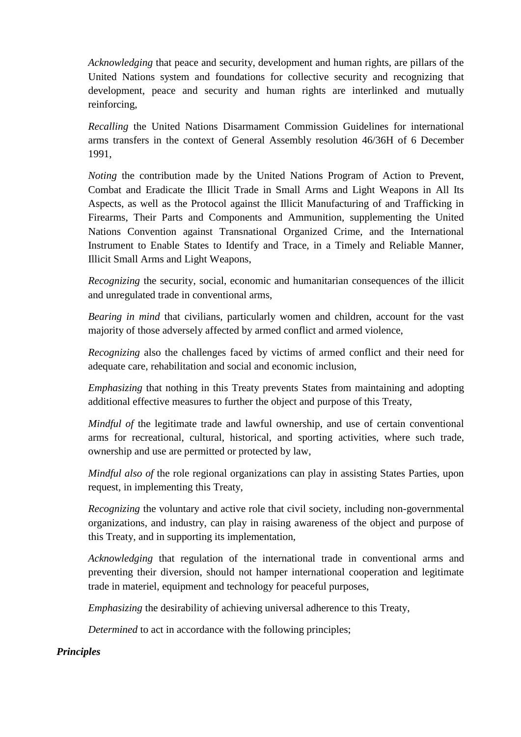*Acknowledging* that peace and security, development and human rights, are pillars of the United Nations system and foundations for collective security and recognizing that development, peace and security and human rights are interlinked and mutually reinforcing,

*Recalling* the United Nations Disarmament Commission Guidelines for international arms transfers in the context of General Assembly resolution 46/36H of 6 December 1991,

*Noting* the contribution made by the United Nations Program of Action to Prevent, Combat and Eradicate the Illicit Trade in Small Arms and Light Weapons in All Its Aspects, as well as the Protocol against the Illicit Manufacturing of and Trafficking in Firearms, Their Parts and Components and Ammunition, supplementing the United Nations Convention against Transnational Organized Crime, and the International Instrument to Enable States to Identify and Trace, in a Timely and Reliable Manner, Illicit Small Arms and Light Weapons,

*Recognizing* the security, social, economic and humanitarian consequences of the illicit and unregulated trade in conventional arms,

*Bearing in mind* that civilians, particularly women and children, account for the vast majority of those adversely affected by armed conflict and armed violence,

*Recognizing* also the challenges faced by victims of armed conflict and their need for adequate care, rehabilitation and social and economic inclusion,

*Emphasizing* that nothing in this Treaty prevents States from maintaining and adopting additional effective measures to further the object and purpose of this Treaty,

*Mindful of* the legitimate trade and lawful ownership, and use of certain conventional arms for recreational, cultural, historical, and sporting activities, where such trade, ownership and use are permitted or protected by law,

*Mindful also of* the role regional organizations can play in assisting States Parties, upon request, in implementing this Treaty,

*Recognizing* the voluntary and active role that civil society, including non-governmental organizations, and industry, can play in raising awareness of the object and purpose of this Treaty, and in supporting its implementation,

*Acknowledging* that regulation of the international trade in conventional arms and preventing their diversion, should not hamper international cooperation and legitimate trade in materiel, equipment and technology for peaceful purposes,

*Emphasizing* the desirability of achieving universal adherence to this Treaty,

*Determined* to act in accordance with the following principles;

***Principles***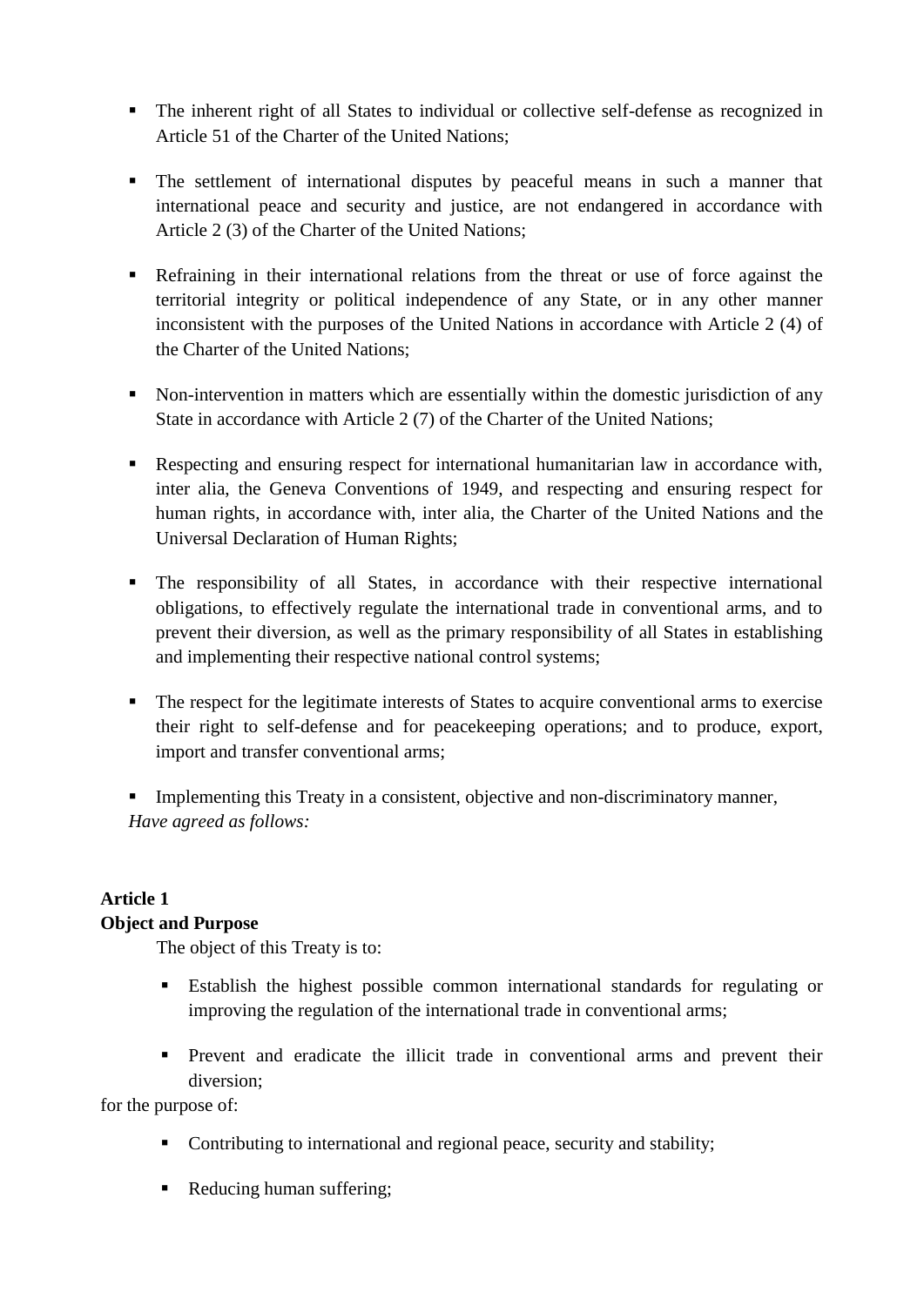- The inherent right of all States to individual or collective self-defense as recognized in Article 51 of the Charter of the United Nations;

- The settlement of international disputes by peaceful means in such a manner that international peace and security and justice, are not endangered in accordance with Article 2 (3) of the Charter of the United Nations;

- Refraining in their international relations from the threat or use of force against the territorial integrity or political independence of any State, or in any other manner inconsistent with the purposes of the United Nations in accordance with Article 2 (4) of the Charter of the United Nations;

- Non-intervention in matters which are essentially within the domestic jurisdiction of any State in accordance with Article 2 (7) of the Charter of the United Nations;

- Respecting and ensuring respect for international humanitarian law in accordance with, inter alia, the Geneva Conventions of 1949, and respecting and ensuring respect for human rights, in accordance with, inter alia, the Charter of the United Nations and the Universal Declaration of Human Rights;

- The responsibility of all States, in accordance with their respective international obligations, to effectively regulate the international trade in conventional arms, and to prevent their diversion, as well as the primary responsibility of all States in establishing and implementing their respective national control systems;

- The respect for the legitimate interests of States to acquire conventional arms to exercise their right to self-defense and for peacekeeping operations; and to produce, export, import and transfer conventional arms;

- Implementing this Treaty in a consistent, objective and non-discriminatory manner,

*Have agreed as follows:*

**Article 1**
**Object and Purpose**

The object of this Treaty is to:

- Establish the highest possible common international standards for regulating or improving the regulation of the international trade in conventional arms;

- Prevent and eradicate the illicit trade in conventional arms and prevent their diversion;

for the purpose of:

- Contributing to international and regional peace, security and stability;

- Reducing human suffering;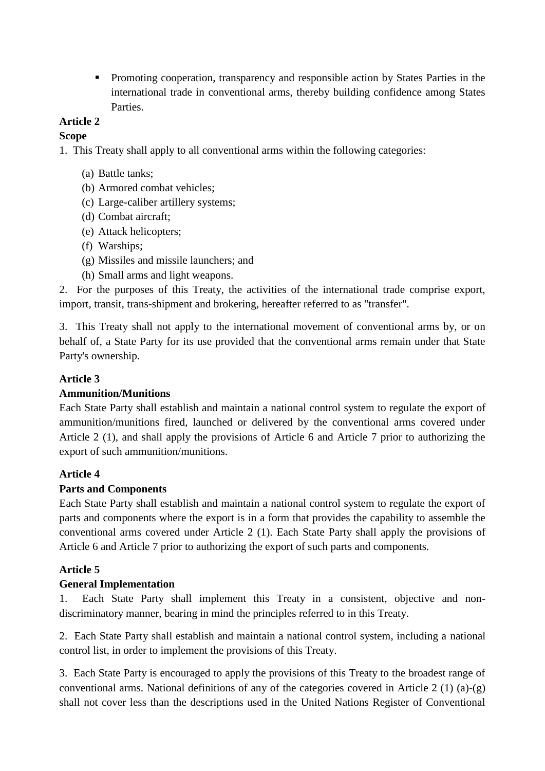- Promoting cooperation, transparency and responsible action by States Parties in the international trade in conventional arms, thereby building confidence among States Parties.

**Article 2**

**Scope**

1. This Treaty shall apply to all conventional arms within the following categories:

   (a) Battle tanks;
   (b) Armored combat vehicles;
   (c) Large-caliber artillery systems;
   (d) Combat aircraft;
   (e) Attack helicopters;
   (f) Warships;
   (g) Missiles and missile launchers; and
   (h) Small arms and light weapons.

2. For the purposes of this Treaty, the activities of the international trade comprise export, import, transit, trans-shipment and brokering, hereafter referred to as "transfer".

3. This Treaty shall not apply to the international movement of conventional arms by, or on behalf of, a State Party for its use provided that the conventional arms remain under that State Party's ownership.

**Article 3**

**Ammunition/Munitions**

Each State Party shall establish and maintain a national control system to regulate the export of ammunition/munitions fired, launched or delivered by the conventional arms covered under Article 2 (1), and shall apply the provisions of Article 6 and Article 7 prior to authorizing the export of such ammunition/munitions.

**Article 4**

**Parts and Components**

Each State Party shall establish and maintain a national control system to regulate the export of parts and components where the export is in a form that provides the capability to assemble the conventional arms covered under Article 2 (1). Each State Party shall apply the provisions of Article 6 and Article 7 prior to authorizing the export of such parts and components.

**Article 5**

**General Implementation**

1. Each State Party shall implement this Treaty in a consistent, objective and non-discriminatory manner, bearing in mind the principles referred to in this Treaty.

2. Each State Party shall establish and maintain a national control system, including a national control list, in order to implement the provisions of this Treaty.

3. Each State Party is encouraged to apply the provisions of this Treaty to the broadest range of conventional arms. National definitions of any of the categories covered in Article 2 (1) (a)-(g) shall not cover less than the descriptions used in the United Nations Register of Conventional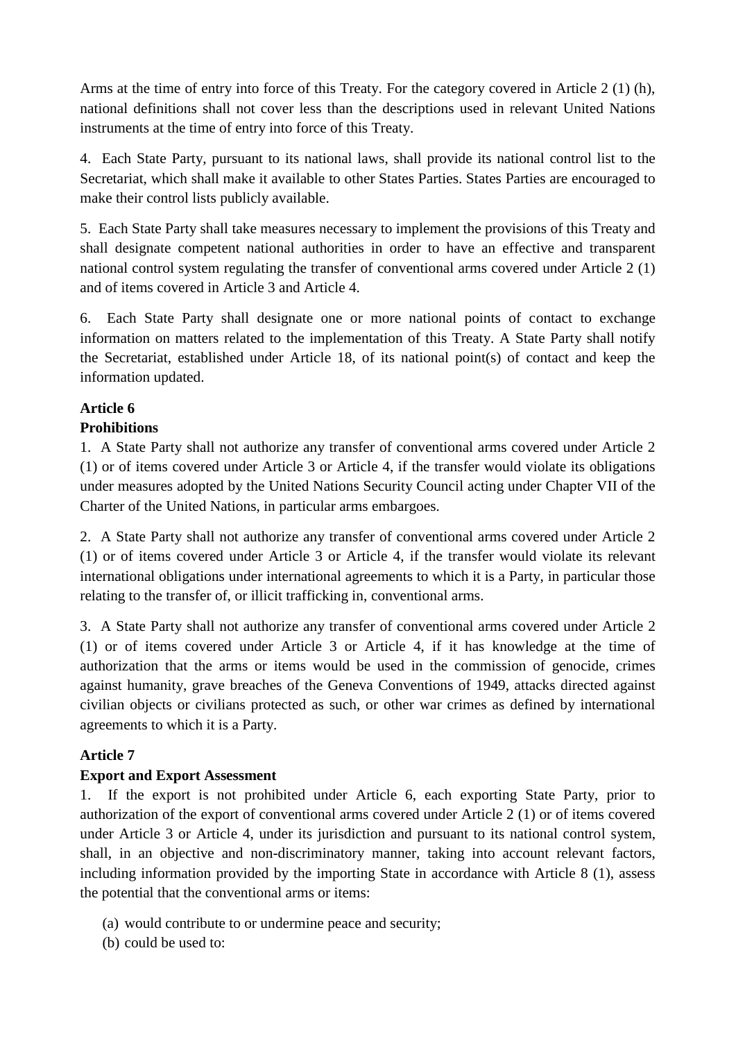Arms at the time of entry into force of this Treaty. For the category covered in Article 2 (1) (h), national definitions shall not cover less than the descriptions used in relevant United Nations instruments at the time of entry into force of this Treaty.

4. Each State Party, pursuant to its national laws, shall provide its national control list to the Secretariat, which shall make it available to other States Parties. States Parties are encouraged to make their control lists publicly available.

5. Each State Party shall take measures necessary to implement the provisions of this Treaty and shall designate competent national authorities in order to have an effective and transparent national control system regulating the transfer of conventional arms covered under Article 2 (1) and of items covered in Article 3 and Article 4.

6. Each State Party shall designate one or more national points of contact to exchange information on matters related to the implementation of this Treaty. A State Party shall notify the Secretariat, established under Article 18, of its national point(s) of contact and keep the information updated.

**Article 6**

**Prohibitions**

1. A State Party shall not authorize any transfer of conventional arms covered under Article 2 (1) or of items covered under Article 3 or Article 4, if the transfer would violate its obligations under measures adopted by the United Nations Security Council acting under Chapter VII of the Charter of the United Nations, in particular arms embargoes.

2. A State Party shall not authorize any transfer of conventional arms covered under Article 2 (1) or of items covered under Article 3 or Article 4, if the transfer would violate its relevant international obligations under international agreements to which it is a Party, in particular those relating to the transfer of, or illicit trafficking in, conventional arms.

3. A State Party shall not authorize any transfer of conventional arms covered under Article 2 (1) or of items covered under Article 3 or Article 4, if it has knowledge at the time of authorization that the arms or items would be used in the commission of genocide, crimes against humanity, grave breaches of the Geneva Conventions of 1949, attacks directed against civilian objects or civilians protected as such, or other war crimes as defined by international agreements to which it is a Party.

**Article 7**

**Export and Export Assessment**

1. If the export is not prohibited under Article 6, each exporting State Party, prior to authorization of the export of conventional arms covered under Article 2 (1) or of items covered under Article 3 or Article 4, under its jurisdiction and pursuant to its national control system, shall, in an objective and non-discriminatory manner, taking into account relevant factors, including information provided by the importing State in accordance with Article 8 (1), assess the potential that the conventional arms or items:

(a) would contribute to or undermine peace and security;

(b) could be used to: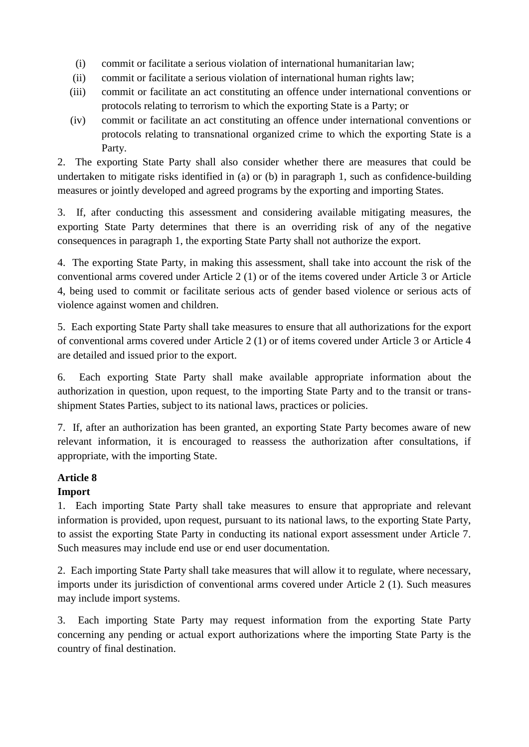(i) commit or facilitate a serious violation of international humanitarian law;

(ii) commit or facilitate a serious violation of international human rights law;

(iii) commit or facilitate an act constituting an offence under international conventions or protocols relating to terrorism to which the exporting State is a Party; or

(iv) commit or facilitate an act constituting an offence under international conventions or protocols relating to transnational organized crime to which the exporting State is a Party.

2. The exporting State Party shall also consider whether there are measures that could be undertaken to mitigate risks identified in (a) or (b) in paragraph 1, such as confidence-building measures or jointly developed and agreed programs by the exporting and importing States.

3. If, after conducting this assessment and considering available mitigating measures, the exporting State Party determines that there is an overriding risk of any of the negative consequences in paragraph 1, the exporting State Party shall not authorize the export.

4. The exporting State Party, in making this assessment, shall take into account the risk of the conventional arms covered under Article 2 (1) or of the items covered under Article 3 or Article 4, being used to commit or facilitate serious acts of gender based violence or serious acts of violence against women and children.

5. Each exporting State Party shall take measures to ensure that all authorizations for the export of conventional arms covered under Article 2 (1) or of items covered under Article 3 or Article 4 are detailed and issued prior to the export.

6. Each exporting State Party shall make available appropriate information about the authorization in question, upon request, to the importing State Party and to the transit or trans-shipment States Parties, subject to its national laws, practices or policies.

7. If, after an authorization has been granted, an exporting State Party becomes aware of new relevant information, it is encouraged to reassess the authorization after consultations, if appropriate, with the importing State.

**Article 8**
**Import**

1. Each importing State Party shall take measures to ensure that appropriate and relevant information is provided, upon request, pursuant to its national laws, to the exporting State Party, to assist the exporting State Party in conducting its national export assessment under Article 7. Such measures may include end use or end user documentation.

2. Each importing State Party shall take measures that will allow it to regulate, where necessary, imports under its jurisdiction of conventional arms covered under Article 2 (1). Such measures may include import systems.

3. Each importing State Party may request information from the exporting State Party concerning any pending or actual export authorizations where the importing State Party is the country of final destination.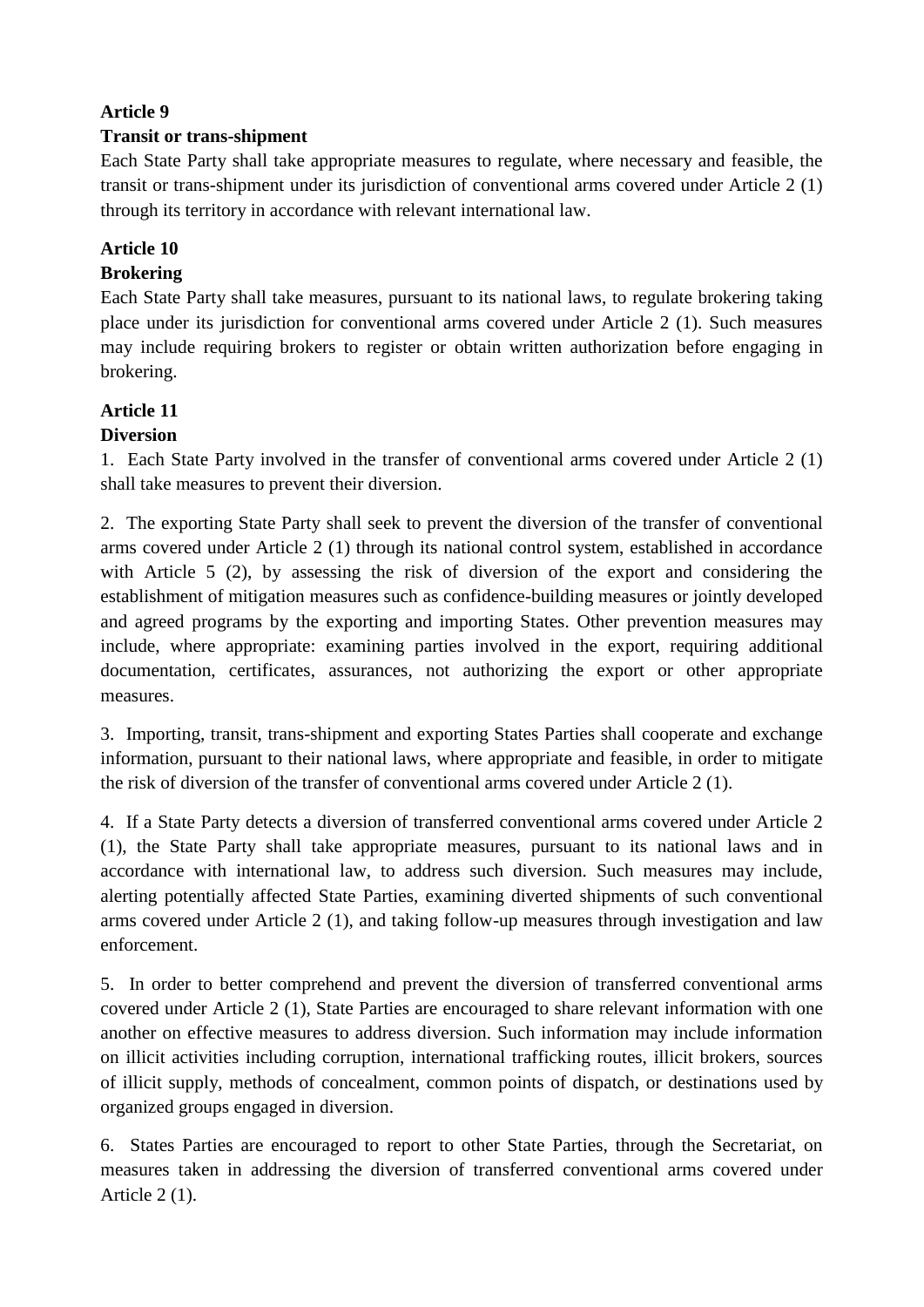**Article 9**

**Transit or trans-shipment**

Each State Party shall take appropriate measures to regulate, where necessary and feasible, the transit or trans-shipment under its jurisdiction of conventional arms covered under Article 2 (1) through its territory in accordance with relevant international law.

**Article 10**

**Brokering**

Each State Party shall take measures, pursuant to its national laws, to regulate brokering taking place under its jurisdiction for conventional arms covered under Article 2 (1). Such measures may include requiring brokers to register or obtain written authorization before engaging in brokering.

**Article 11**

**Diversion**

1. Each State Party involved in the transfer of conventional arms covered under Article 2 (1) shall take measures to prevent their diversion.

2. The exporting State Party shall seek to prevent the diversion of the transfer of conventional arms covered under Article 2 (1) through its national control system, established in accordance with Article 5 (2), by assessing the risk of diversion of the export and considering the establishment of mitigation measures such as confidence-building measures or jointly developed and agreed programs by the exporting and importing States. Other prevention measures may include, where appropriate: examining parties involved in the export, requiring additional documentation, certificates, assurances, not authorizing the export or other appropriate measures.

3. Importing, transit, trans-shipment and exporting States Parties shall cooperate and exchange information, pursuant to their national laws, where appropriate and feasible, in order to mitigate the risk of diversion of the transfer of conventional arms covered under Article 2 (1).

4. If a State Party detects a diversion of transferred conventional arms covered under Article 2 (1), the State Party shall take appropriate measures, pursuant to its national laws and in accordance with international law, to address such diversion. Such measures may include, alerting potentially affected State Parties, examining diverted shipments of such conventional arms covered under Article 2 (1), and taking follow-up measures through investigation and law enforcement.

5. In order to better comprehend and prevent the diversion of transferred conventional arms covered under Article 2 (1), State Parties are encouraged to share relevant information with one another on effective measures to address diversion. Such information may include information on illicit activities including corruption, international trafficking routes, illicit brokers, sources of illicit supply, methods of concealment, common points of dispatch, or destinations used by organized groups engaged in diversion.

6. States Parties are encouraged to report to other State Parties, through the Secretariat, on measures taken in addressing the diversion of transferred conventional arms covered under Article 2 (1).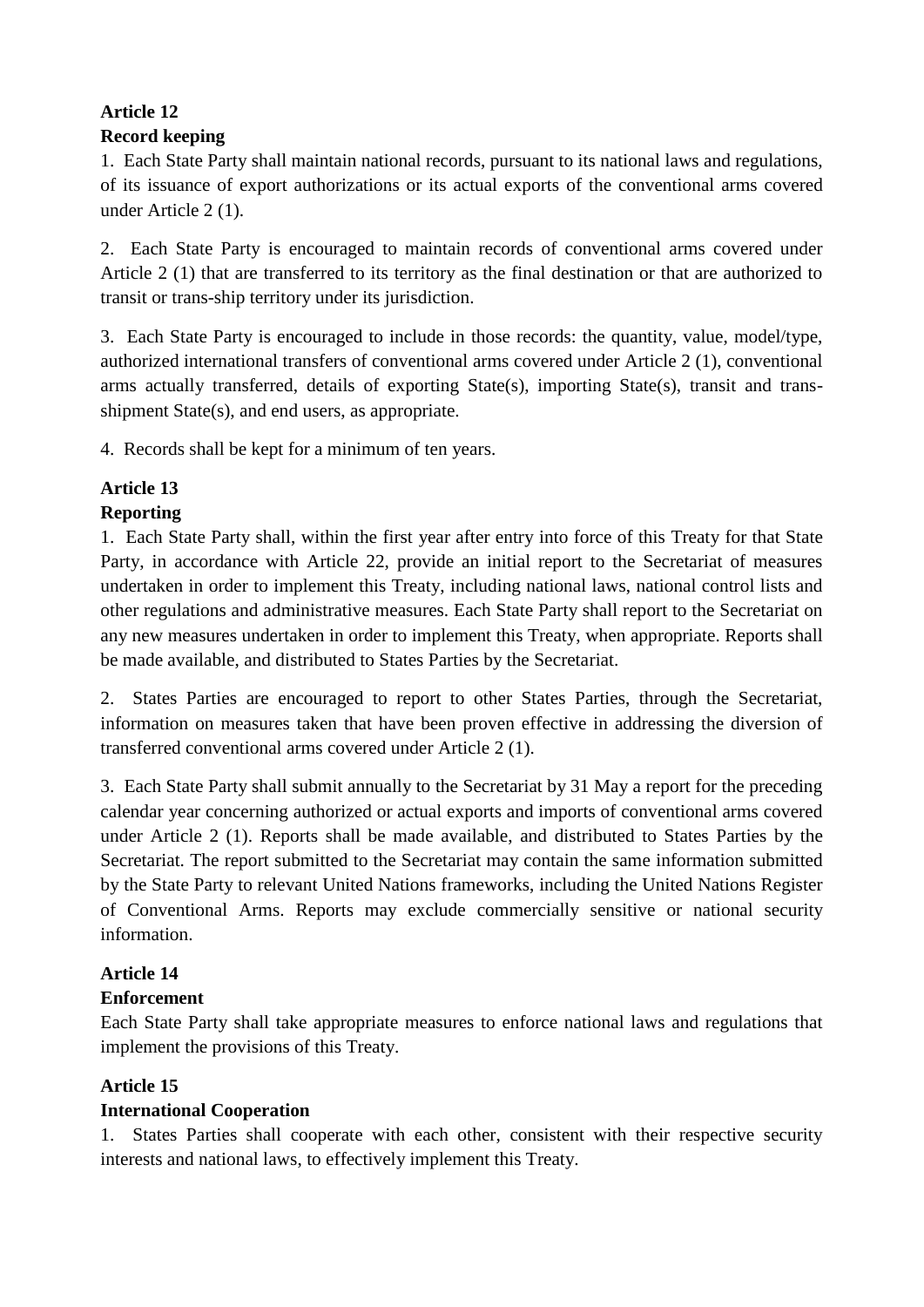**Article 12**

**Record keeping**

1. Each State Party shall maintain national records, pursuant to its national laws and regulations, of its issuance of export authorizations or its actual exports of the conventional arms covered under Article 2 (1).

2. Each State Party is encouraged to maintain records of conventional arms covered under Article 2 (1) that are transferred to its territory as the final destination or that are authorized to transit or trans-ship territory under its jurisdiction.

3. Each State Party is encouraged to include in those records: the quantity, value, model/type, authorized international transfers of conventional arms covered under Article 2 (1), conventional arms actually transferred, details of exporting State(s), importing State(s), transit and trans-shipment State(s), and end users, as appropriate.

4. Records shall be kept for a minimum of ten years.

**Article 13**

**Reporting**

1. Each State Party shall, within the first year after entry into force of this Treaty for that State Party, in accordance with Article 22, provide an initial report to the Secretariat of measures undertaken in order to implement this Treaty, including national laws, national control lists and other regulations and administrative measures. Each State Party shall report to the Secretariat on any new measures undertaken in order to implement this Treaty, when appropriate. Reports shall be made available, and distributed to States Parties by the Secretariat.

2. States Parties are encouraged to report to other States Parties, through the Secretariat, information on measures taken that have been proven effective in addressing the diversion of transferred conventional arms covered under Article 2 (1).

3. Each State Party shall submit annually to the Secretariat by 31 May a report for the preceding calendar year concerning authorized or actual exports and imports of conventional arms covered under Article 2 (1). Reports shall be made available, and distributed to States Parties by the Secretariat. The report submitted to the Secretariat may contain the same information submitted by the State Party to relevant United Nations frameworks, including the United Nations Register of Conventional Arms. Reports may exclude commercially sensitive or national security information.

**Article 14**

**Enforcement**

Each State Party shall take appropriate measures to enforce national laws and regulations that implement the provisions of this Treaty.

**Article 15**

**International Cooperation**

1. States Parties shall cooperate with each other, consistent with their respective security interests and national laws, to effectively implement this Treaty.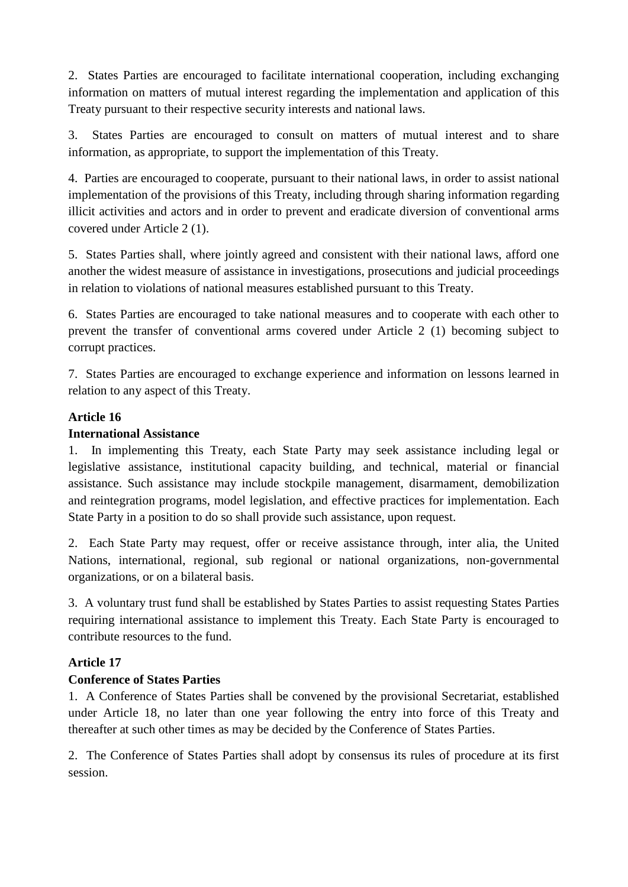2. States Parties are encouraged to facilitate international cooperation, including exchanging information on matters of mutual interest regarding the implementation and application of this Treaty pursuant to their respective security interests and national laws.

3. States Parties are encouraged to consult on matters of mutual interest and to share information, as appropriate, to support the implementation of this Treaty.

4. Parties are encouraged to cooperate, pursuant to their national laws, in order to assist national implementation of the provisions of this Treaty, including through sharing information regarding illicit activities and actors and in order to prevent and eradicate diversion of conventional arms covered under Article 2 (1).

5. States Parties shall, where jointly agreed and consistent with their national laws, afford one another the widest measure of assistance in investigations, prosecutions and judicial proceedings in relation to violations of national measures established pursuant to this Treaty.

6. States Parties are encouraged to take national measures and to cooperate with each other to prevent the transfer of conventional arms covered under Article 2 (1) becoming subject to corrupt practices.

7. States Parties are encouraged to exchange experience and information on lessons learned in relation to any aspect of this Treaty.

**Article 16**

**International Assistance**

1. In implementing this Treaty, each State Party may seek assistance including legal or legislative assistance, institutional capacity building, and technical, material or financial assistance. Such assistance may include stockpile management, disarmament, demobilization and reintegration programs, model legislation, and effective practices for implementation. Each State Party in a position to do so shall provide such assistance, upon request.

2. Each State Party may request, offer or receive assistance through, inter alia, the United Nations, international, regional, sub regional or national organizations, non-governmental organizations, or on a bilateral basis.

3. A voluntary trust fund shall be established by States Parties to assist requesting States Parties requiring international assistance to implement this Treaty. Each State Party is encouraged to contribute resources to the fund.

**Article 17**

**Conference of States Parties**

1. A Conference of States Parties shall be convened by the provisional Secretariat, established under Article 18, no later than one year following the entry into force of this Treaty and thereafter at such other times as may be decided by the Conference of States Parties.

2. The Conference of States Parties shall adopt by consensus its rules of procedure at its first session.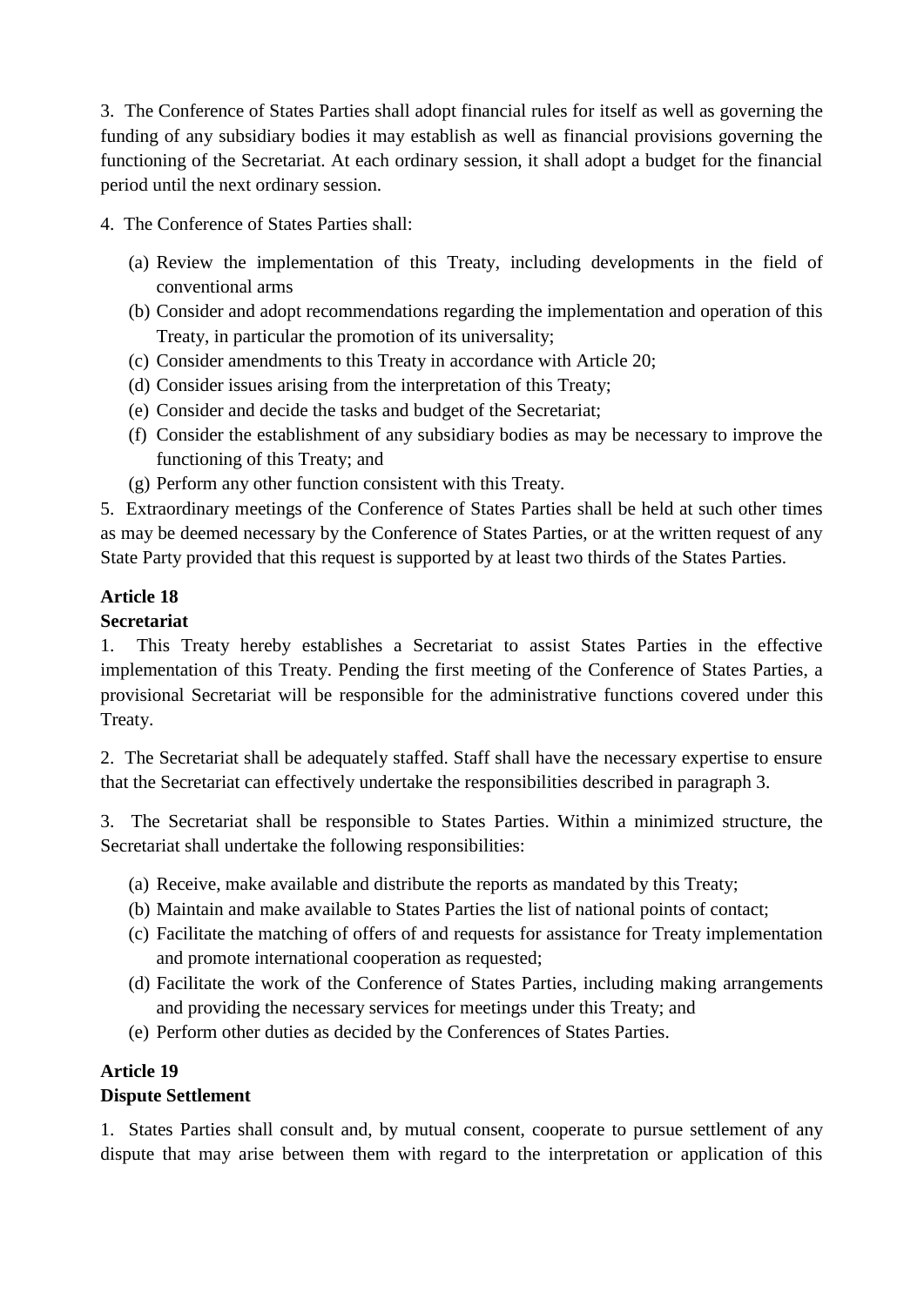3. The Conference of States Parties shall adopt financial rules for itself as well as governing the funding of any subsidiary bodies it may establish as well as financial provisions governing the functioning of the Secretariat. At each ordinary session, it shall adopt a budget for the financial period until the next ordinary session.

4. The Conference of States Parties shall:

(a) Review the implementation of this Treaty, including developments in the field of conventional arms
(b) Consider and adopt recommendations regarding the implementation and operation of this Treaty, in particular the promotion of its universality;
(c) Consider amendments to this Treaty in accordance with Article 20;
(d) Consider issues arising from the interpretation of this Treaty;
(e) Consider and decide the tasks and budget of the Secretariat;
(f) Consider the establishment of any subsidiary bodies as may be necessary to improve the functioning of this Treaty; and
(g) Perform any other function consistent with this Treaty.

5. Extraordinary meetings of the Conference of States Parties shall be held at such other times as may be deemed necessary by the Conference of States Parties, or at the written request of any State Party provided that this request is supported by at least two thirds of the States Parties.

**Article 18**
**Secretariat**

1. This Treaty hereby establishes a Secretariat to assist States Parties in the effective implementation of this Treaty. Pending the first meeting of the Conference of States Parties, a provisional Secretariat will be responsible for the administrative functions covered under this Treaty.

2. The Secretariat shall be adequately staffed. Staff shall have the necessary expertise to ensure that the Secretariat can effectively undertake the responsibilities described in paragraph 3.

3. The Secretariat shall be responsible to States Parties. Within a minimized structure, the Secretariat shall undertake the following responsibilities:

(a) Receive, make available and distribute the reports as mandated by this Treaty;
(b) Maintain and make available to States Parties the list of national points of contact;
(c) Facilitate the matching of offers of and requests for assistance for Treaty implementation and promote international cooperation as requested;
(d) Facilitate the work of the Conference of States Parties, including making arrangements and providing the necessary services for meetings under this Treaty; and
(e) Perform other duties as decided by the Conferences of States Parties.

**Article 19**
**Dispute Settlement**

1. States Parties shall consult and, by mutual consent, cooperate to pursue settlement of any dispute that may arise between them with regard to the interpretation or application of this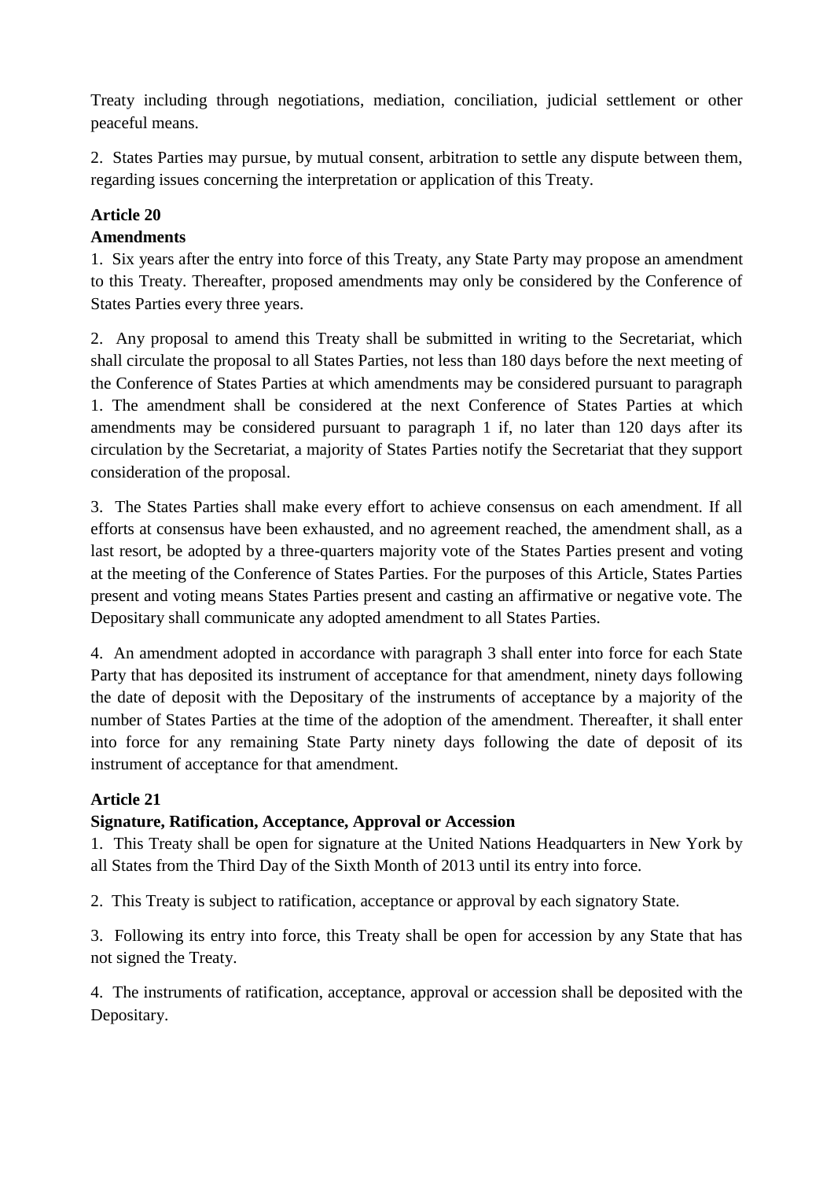Treaty including through negotiations, mediation, conciliation, judicial settlement or other peaceful means.

2. States Parties may pursue, by mutual consent, arbitration to settle any dispute between them, regarding issues concerning the interpretation or application of this Treaty.

**Article 20**

**Amendments**

1. Six years after the entry into force of this Treaty, any State Party may propose an amendment to this Treaty. Thereafter, proposed amendments may only be considered by the Conference of States Parties every three years.

2. Any proposal to amend this Treaty shall be submitted in writing to the Secretariat, which shall circulate the proposal to all States Parties, not less than 180 days before the next meeting of the Conference of States Parties at which amendments may be considered pursuant to paragraph 1. The amendment shall be considered at the next Conference of States Parties at which amendments may be considered pursuant to paragraph 1 if, no later than 120 days after its circulation by the Secretariat, a majority of States Parties notify the Secretariat that they support consideration of the proposal.

3. The States Parties shall make every effort to achieve consensus on each amendment. If all efforts at consensus have been exhausted, and no agreement reached, the amendment shall, as a last resort, be adopted by a three-quarters majority vote of the States Parties present and voting at the meeting of the Conference of States Parties. For the purposes of this Article, States Parties present and voting means States Parties present and casting an affirmative or negative vote. The Depositary shall communicate any adopted amendment to all States Parties.

4. An amendment adopted in accordance with paragraph 3 shall enter into force for each State Party that has deposited its instrument of acceptance for that amendment, ninety days following the date of deposit with the Depositary of the instruments of acceptance by a majority of the number of States Parties at the time of the adoption of the amendment. Thereafter, it shall enter into force for any remaining State Party ninety days following the date of deposit of its instrument of acceptance for that amendment.

**Article 21**

**Signature, Ratification, Acceptance, Approval or Accession**

1. This Treaty shall be open for signature at the United Nations Headquarters in New York by all States from the Third Day of the Sixth Month of 2013 until its entry into force.

2. This Treaty is subject to ratification, acceptance or approval by each signatory State.

3. Following its entry into force, this Treaty shall be open for accession by any State that has not signed the Treaty.

4. The instruments of ratification, acceptance, approval or accession shall be deposited with the Depositary.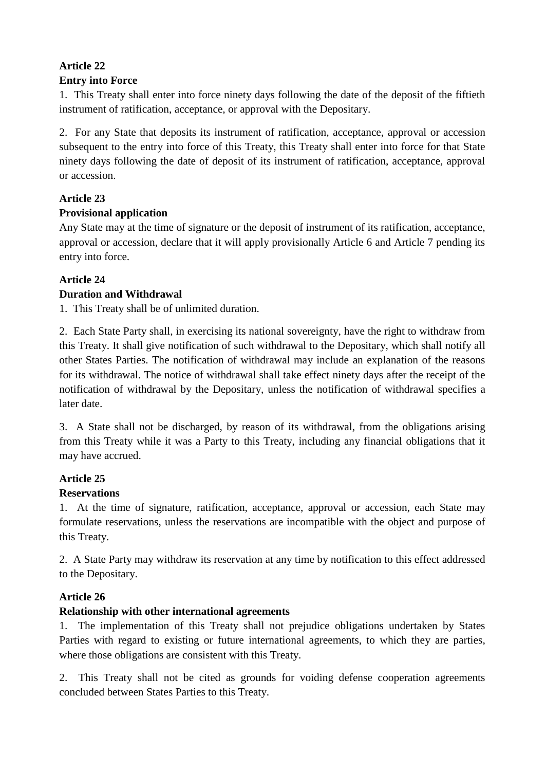**Article 22**
**Entry into Force**

1. This Treaty shall enter into force ninety days following the date of the deposit of the fiftieth instrument of ratification, acceptance, or approval with the Depositary.

2. For any State that deposits its instrument of ratification, acceptance, approval or accession subsequent to the entry into force of this Treaty, this Treaty shall enter into force for that State ninety days following the date of deposit of its instrument of ratification, acceptance, approval or accession.

**Article 23**
**Provisional application**

Any State may at the time of signature or the deposit of instrument of its ratification, acceptance, approval or accession, declare that it will apply provisionally Article 6 and Article 7 pending its entry into force.

**Article 24**
**Duration and Withdrawal**

1. This Treaty shall be of unlimited duration.

2. Each State Party shall, in exercising its national sovereignty, have the right to withdraw from this Treaty. It shall give notification of such withdrawal to the Depositary, which shall notify all other States Parties. The notification of withdrawal may include an explanation of the reasons for its withdrawal. The notice of withdrawal shall take effect ninety days after the receipt of the notification of withdrawal by the Depositary, unless the notification of withdrawal specifies a later date.

3. A State shall not be discharged, by reason of its withdrawal, from the obligations arising from this Treaty while it was a Party to this Treaty, including any financial obligations that it may have accrued.

**Article 25**
**Reservations**

1. At the time of signature, ratification, acceptance, approval or accession, each State may formulate reservations, unless the reservations are incompatible with the object and purpose of this Treaty.

2. A State Party may withdraw its reservation at any time by notification to this effect addressed to the Depositary.

**Article 26**
**Relationship with other international agreements**

1. The implementation of this Treaty shall not prejudice obligations undertaken by States Parties with regard to existing or future international agreements, to which they are parties, where those obligations are consistent with this Treaty.

2. This Treaty shall not be cited as grounds for voiding defense cooperation agreements concluded between States Parties to this Treaty.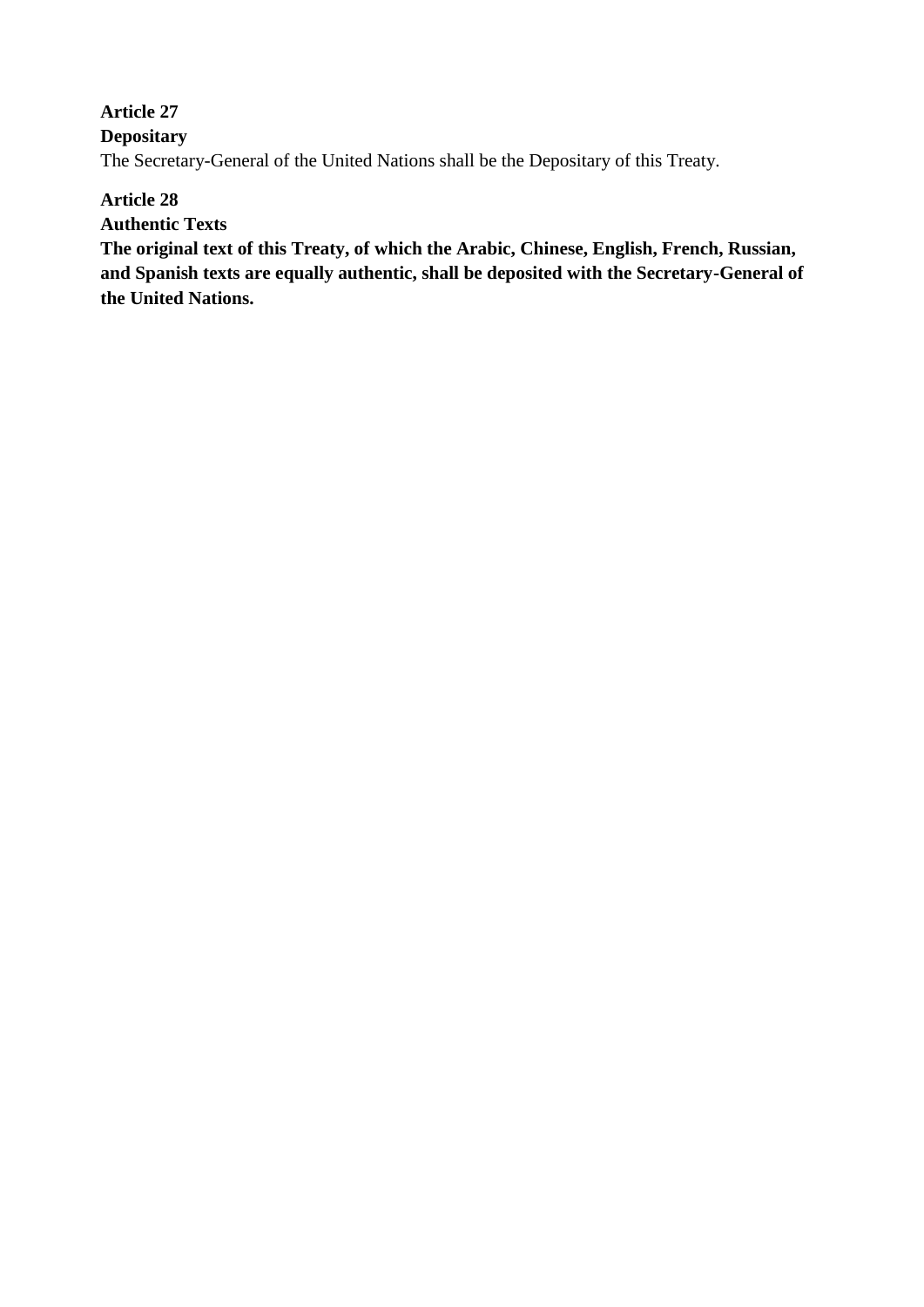**Article 27**
**Depositary**
The Secretary-General of the United Nations shall be the Depositary of this Treaty.

**Article 28**
**Authentic Texts**
**The original text of this Treaty, of which the Arabic, Chinese, English, French, Russian, and Spanish texts are equally authentic, shall be deposited with the Secretary-General of the United Nations.**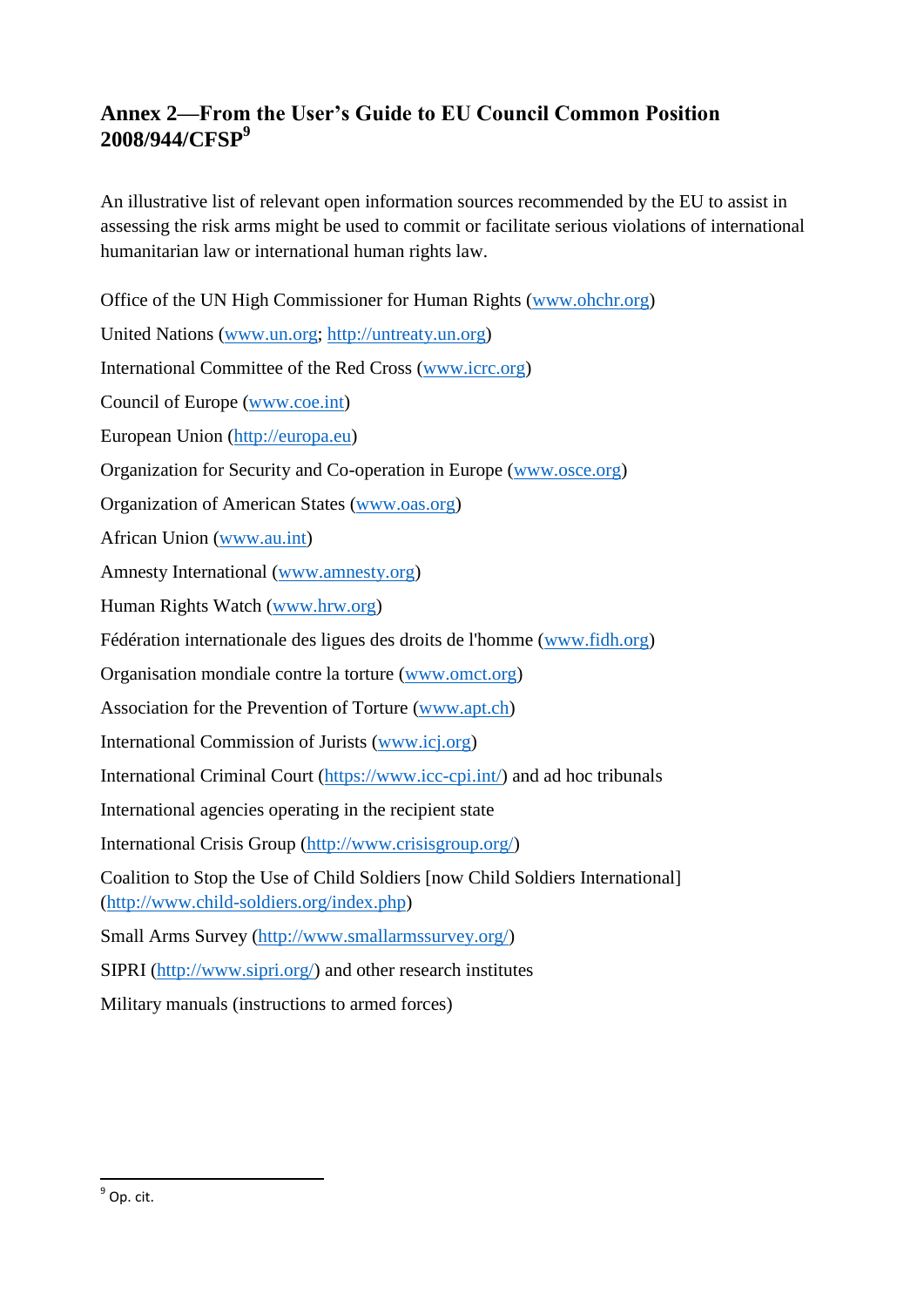## Annex 2—From the User's Guide to EU Council Common Position 2008/944/CFSP[9]

An illustrative list of relevant open information sources recommended by the EU to assist in assessing the risk arms might be used to commit or facilitate serious violations of international humanitarian law or international human rights law.

Office of the UN High Commissioner for Human Rights (www.ohchr.org)

United Nations (www.un.org; http://untreaty.un.org)

International Committee of the Red Cross (www.icrc.org)

Council of Europe (www.coe.int)

European Union (http://europa.eu)

Organization for Security and Co-operation in Europe (www.osce.org)

Organization of American States (www.oas.org)

African Union (www.au.int)

Amnesty International (www.amnesty.org)

Human Rights Watch (www.hrw.org)

Fédération internationale des ligues des droits de l'homme (www.fidh.org)

Organisation mondiale contre la torture (www.omct.org)

Association for the Prevention of Torture (www.apt.ch)

International Commission of Jurists (www.icj.org)

International Criminal Court (https://www.icc-cpi.int/) and ad hoc tribunals

International agencies operating in the recipient state

International Crisis Group (http://www.crisisgroup.org/)

Coalition to Stop the Use of Child Soldiers [now Child Soldiers International] (http://www.child-soldiers.org/index.php)

Small Arms Survey (http://www.smallarmssurvey.org/)

SIPRI (http://www.sipri.org/) and other research institutes

Military manuals (instructions to armed forces)

[9] Op. cit.